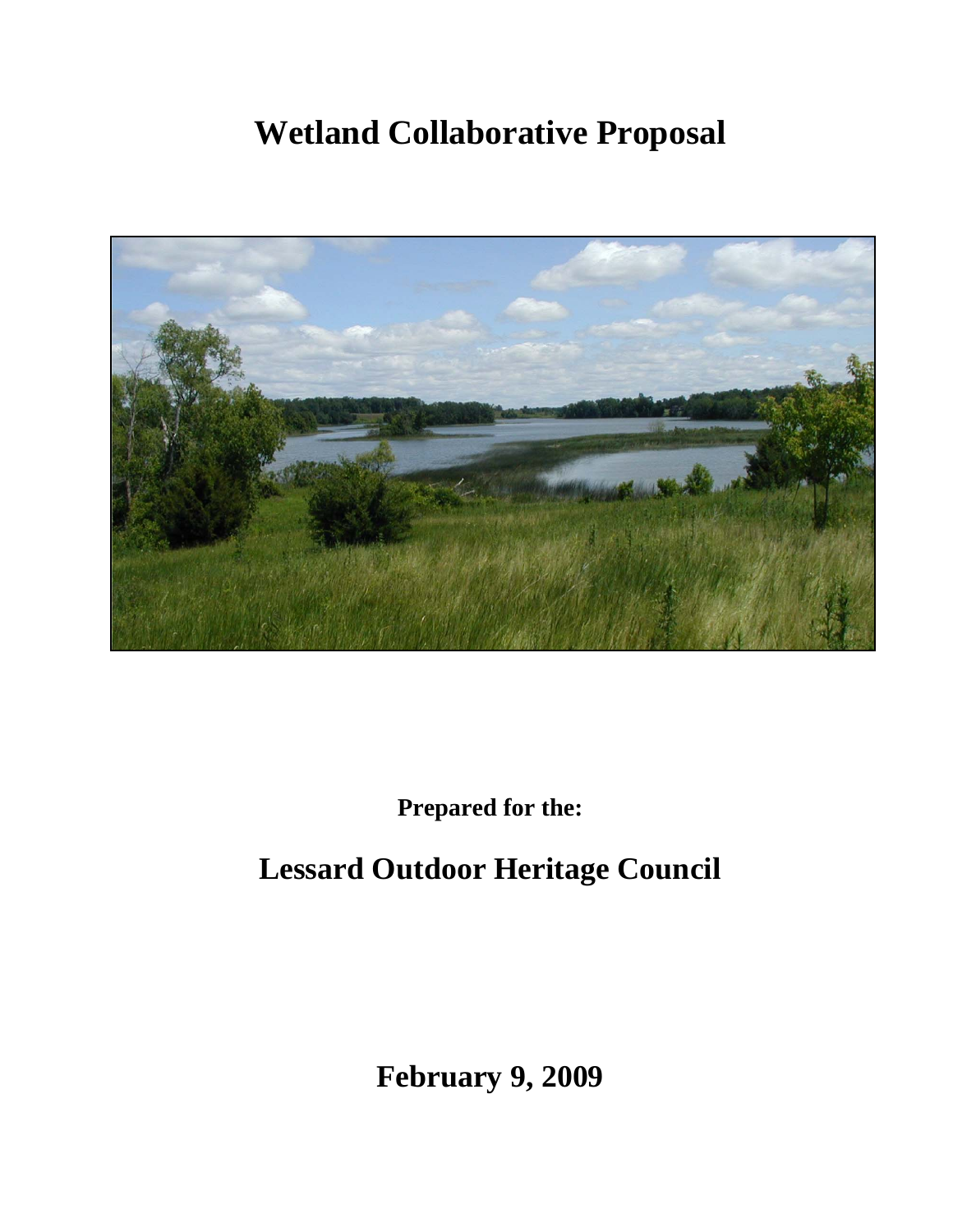# Wetland Collaborative Proposal

**Prepared for the:**

## Lessard Outdoor Heritage Council

**February 9, 2009**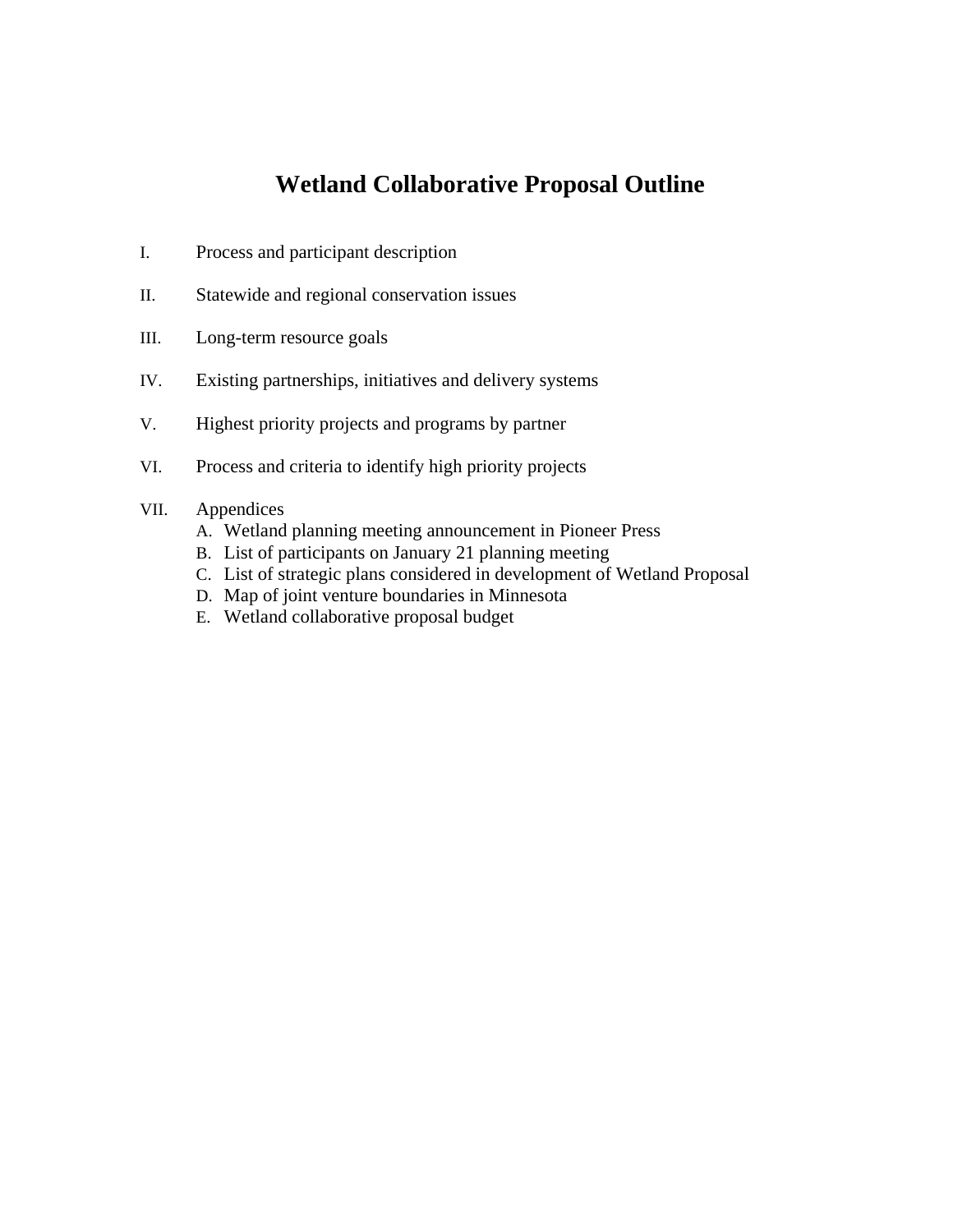# Wetland Collaborative Proposal Outline

I. Process and participant description

II. Statewide and regional conservation issues

III. Long-term resource goals

IV. Existing partnerships, initiatives and delivery systems

V. Highest priority projects and programs by partner

VI. Process and criteria to identify high priority projects

VII. Appendices
   - A. Wetland planning meeting announcement in Pioneer Press
   - B. List of participants on January 21 planning meeting
   - C. List of strategic plans considered in development of Wetland Proposal
   - D. Map of joint venture boundaries in Minnesota
   - E. Wetland collaborative proposal budget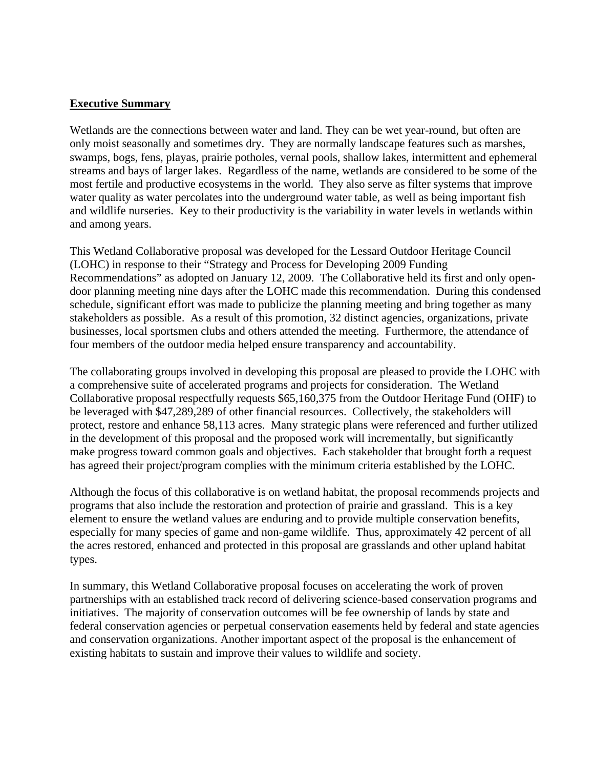**Executive Summary**

Wetlands are the connections between water and land. They can be wet year-round, but often are only moist seasonally and sometimes dry. They are normally landscape features such as marshes, swamps, bogs, fens, playas, prairie potholes, vernal pools, shallow lakes, intermittent and ephemeral streams and bays of larger lakes. Regardless of the name, wetlands are considered to be some of the most fertile and productive ecosystems in the world. They also serve as filter systems that improve water quality as water percolates into the underground water table, as well as being important fish and wildlife nurseries. Key to their productivity is the variability in water levels in wetlands within and among years.

This Wetland Collaborative proposal was developed for the Lessard Outdoor Heritage Council (LOHC) in response to their "Strategy and Process for Developing 2009 Funding Recommendations" as adopted on January 12, 2009. The Collaborative held its first and only open-door planning meeting nine days after the LOHC made this recommendation. During this condensed schedule, significant effort was made to publicize the planning meeting and bring together as many stakeholders as possible. As a result of this promotion, 32 distinct agencies, organizations, private businesses, local sportsmen clubs and others attended the meeting. Furthermore, the attendance of four members of the outdoor media helped ensure transparency and accountability.

The collaborating groups involved in developing this proposal are pleased to provide the LOHC with a comprehensive suite of accelerated programs and projects for consideration. The Wetland Collaborative proposal respectfully requests $65,160,375 from the Outdoor Heritage Fund (OHF) to be leveraged with $47,289,289 of other financial resources. Collectively, the stakeholders will protect, restore and enhance 58,113 acres. Many strategic plans were referenced and further utilized in the development of this proposal and the proposed work will incrementally, but significantly make progress toward common goals and objectives. Each stakeholder that brought forth a request has agreed their project/program complies with the minimum criteria established by the LOHC.

Although the focus of this collaborative is on wetland habitat, the proposal recommends projects and programs that also include the restoration and protection of prairie and grassland. This is a key element to ensure the wetland values are enduring and to provide multiple conservation benefits, especially for many species of game and non-game wildlife. Thus, approximately 42 percent of all the acres restored, enhanced and protected in this proposal are grasslands and other upland habitat types.

In summary, this Wetland Collaborative proposal focuses on accelerating the work of proven partnerships with an established track record of delivering science-based conservation programs and initiatives. The majority of conservation outcomes will be fee ownership of lands by state and federal conservation agencies or perpetual conservation easements held by federal and state agencies and conservation organizations. Another important aspect of the proposal is the enhancement of existing habitats to sustain and improve their values to wildlife and society.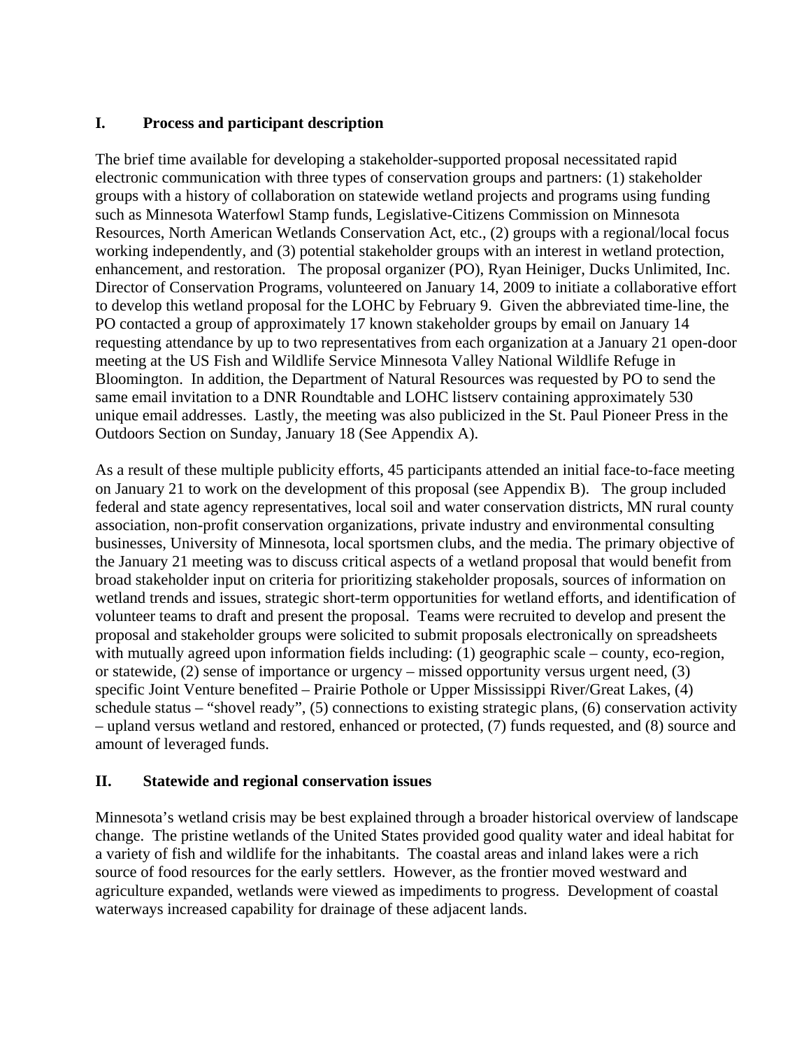## I. Process and participant description

The brief time available for developing a stakeholder-supported proposal necessitated rapid electronic communication with three types of conservation groups and partners: (1) stakeholder groups with a history of collaboration on statewide wetland projects and programs using funding such as Minnesota Waterfowl Stamp funds, Legislative-Citizens Commission on Minnesota Resources, North American Wetlands Conservation Act, etc., (2) groups with a regional/local focus working independently, and (3) potential stakeholder groups with an interest in wetland protection, enhancement, and restoration. The proposal organizer (PO), Ryan Heiniger, Ducks Unlimited, Inc. Director of Conservation Programs, volunteered on January 14, 2009 to initiate a collaborative effort to develop this wetland proposal for the LOHC by February 9. Given the abbreviated time-line, the PO contacted a group of approximately 17 known stakeholder groups by email on January 14 requesting attendance by up to two representatives from each organization at a January 21 open-door meeting at the US Fish and Wildlife Service Minnesota Valley National Wildlife Refuge in Bloomington. In addition, the Department of Natural Resources was requested by PO to send the same email invitation to a DNR Roundtable and LOHC listserv containing approximately 530 unique email addresses. Lastly, the meeting was also publicized in the St. Paul Pioneer Press in the Outdoors Section on Sunday, January 18 (See Appendix A).

As a result of these multiple publicity efforts, 45 participants attended an initial face-to-face meeting on January 21 to work on the development of this proposal (see Appendix B). The group included federal and state agency representatives, local soil and water conservation districts, MN rural county association, non-profit conservation organizations, private industry and environmental consulting businesses, University of Minnesota, local sportsmen clubs, and the media. The primary objective of the January 21 meeting was to discuss critical aspects of a wetland proposal that would benefit from broad stakeholder input on criteria for prioritizing stakeholder proposals, sources of information on wetland trends and issues, strategic short-term opportunities for wetland efforts, and identification of volunteer teams to draft and present the proposal. Teams were recruited to develop and present the proposal and stakeholder groups were solicited to submit proposals electronically on spreadsheets with mutually agreed upon information fields including: (1) geographic scale – county, eco-region, or statewide, (2) sense of importance or urgency – missed opportunity versus urgent need, (3) specific Joint Venture benefited – Prairie Pothole or Upper Mississippi River/Great Lakes, (4) schedule status – "shovel ready", (5) connections to existing strategic plans, (6) conservation activity – upland versus wetland and restored, enhanced or protected, (7) funds requested, and (8) source and amount of leveraged funds.

## II. Statewide and regional conservation issues

Minnesota's wetland crisis may be best explained through a broader historical overview of landscape change. The pristine wetlands of the United States provided good quality water and ideal habitat for a variety of fish and wildlife for the inhabitants. The coastal areas and inland lakes were a rich source of food resources for the early settlers. However, as the frontier moved westward and agriculture expanded, wetlands were viewed as impediments to progress. Development of coastal waterways increased capability for drainage of these adjacent lands.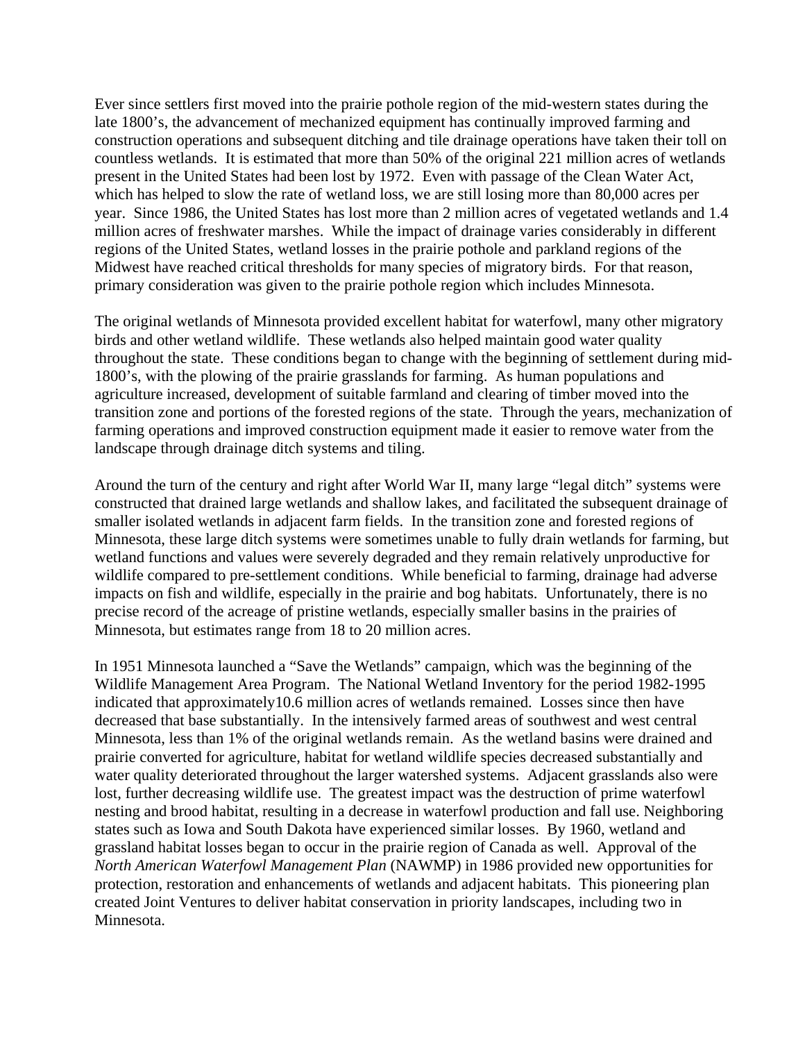Ever since settlers first moved into the prairie pothole region of the mid-western states during the late 1800's, the advancement of mechanized equipment has continually improved farming and construction operations and subsequent ditching and tile drainage operations have taken their toll on countless wetlands. It is estimated that more than 50% of the original 221 million acres of wetlands present in the United States had been lost by 1972. Even with passage of the Clean Water Act, which has helped to slow the rate of wetland loss, we are still losing more than 80,000 acres per year. Since 1986, the United States has lost more than 2 million acres of vegetated wetlands and 1.4 million acres of freshwater marshes. While the impact of drainage varies considerably in different regions of the United States, wetland losses in the prairie pothole and parkland regions of the Midwest have reached critical thresholds for many species of migratory birds. For that reason, primary consideration was given to the prairie pothole region which includes Minnesota.

The original wetlands of Minnesota provided excellent habitat for waterfowl, many other migratory birds and other wetland wildlife. These wetlands also helped maintain good water quality throughout the state. These conditions began to change with the beginning of settlement during mid-1800's, with the plowing of the prairie grasslands for farming. As human populations and agriculture increased, development of suitable farmland and clearing of timber moved into the transition zone and portions of the forested regions of the state. Through the years, mechanization of farming operations and improved construction equipment made it easier to remove water from the landscape through drainage ditch systems and tiling.

Around the turn of the century and right after World War II, many large "legal ditch" systems were constructed that drained large wetlands and shallow lakes, and facilitated the subsequent drainage of smaller isolated wetlands in adjacent farm fields. In the transition zone and forested regions of Minnesota, these large ditch systems were sometimes unable to fully drain wetlands for farming, but wetland functions and values were severely degraded and they remain relatively unproductive for wildlife compared to pre-settlement conditions. While beneficial to farming, drainage had adverse impacts on fish and wildlife, especially in the prairie and bog habitats. Unfortunately, there is no precise record of the acreage of pristine wetlands, especially smaller basins in the prairies of Minnesota, but estimates range from 18 to 20 million acres.

In 1951 Minnesota launched a "Save the Wetlands" campaign, which was the beginning of the Wildlife Management Area Program. The National Wetland Inventory for the period 1982-1995 indicated that approximately10.6 million acres of wetlands remained. Losses since then have decreased that base substantially. In the intensively farmed areas of southwest and west central Minnesota, less than 1% of the original wetlands remain. As the wetland basins were drained and prairie converted for agriculture, habitat for wetland wildlife species decreased substantially and water quality deteriorated throughout the larger watershed systems. Adjacent grasslands also were lost, further decreasing wildlife use. The greatest impact was the destruction of prime waterfowl nesting and brood habitat, resulting in a decrease in waterfowl production and fall use. Neighboring states such as Iowa and South Dakota have experienced similar losses. By 1960, wetland and grassland habitat losses began to occur in the prairie region of Canada as well. Approval of the *North American Waterfowl Management Plan* (NAWMP) in 1986 provided new opportunities for protection, restoration and enhancements of wetlands and adjacent habitats. This pioneering plan created Joint Ventures to deliver habitat conservation in priority landscapes, including two in Minnesota.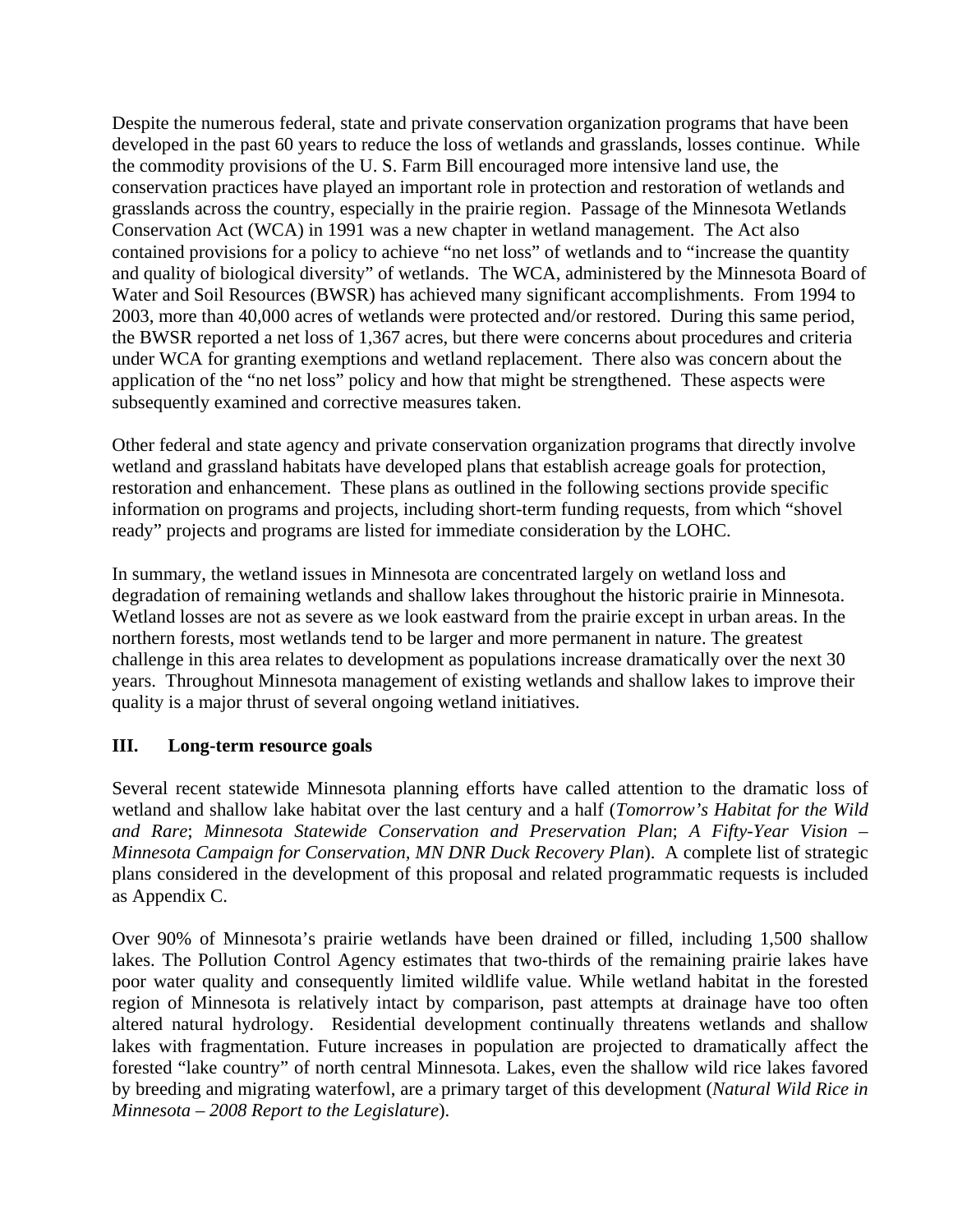Despite the numerous federal, state and private conservation organization programs that have been developed in the past 60 years to reduce the loss of wetlands and grasslands, losses continue. While the commodity provisions of the U. S. Farm Bill encouraged more intensive land use, the conservation practices have played an important role in protection and restoration of wetlands and grasslands across the country, especially in the prairie region. Passage of the Minnesota Wetlands Conservation Act (WCA) in 1991 was a new chapter in wetland management. The Act also contained provisions for a policy to achieve "no net loss" of wetlands and to "increase the quantity and quality of biological diversity" of wetlands. The WCA, administered by the Minnesota Board of Water and Soil Resources (BWSR) has achieved many significant accomplishments. From 1994 to 2003, more than 40,000 acres of wetlands were protected and/or restored. During this same period, the BWSR reported a net loss of 1,367 acres, but there were concerns about procedures and criteria under WCA for granting exemptions and wetland replacement. There also was concern about the application of the "no net loss" policy and how that might be strengthened. These aspects were subsequently examined and corrective measures taken.

Other federal and state agency and private conservation organization programs that directly involve wetland and grassland habitats have developed plans that establish acreage goals for protection, restoration and enhancement. These plans as outlined in the following sections provide specific information on programs and projects, including short-term funding requests, from which "shovel ready" projects and programs are listed for immediate consideration by the LOHC.

In summary, the wetland issues in Minnesota are concentrated largely on wetland loss and degradation of remaining wetlands and shallow lakes throughout the historic prairie in Minnesota. Wetland losses are not as severe as we look eastward from the prairie except in urban areas. In the northern forests, most wetlands tend to be larger and more permanent in nature. The greatest challenge in this area relates to development as populations increase dramatically over the next 30 years. Throughout Minnesota management of existing wetlands and shallow lakes to improve their quality is a major thrust of several ongoing wetland initiatives.

## III. Long-term resource goals

Several recent statewide Minnesota planning efforts have called attention to the dramatic loss of wetland and shallow lake habitat over the last century and a half (*Tomorrow's Habitat for the Wild and Rare*; *Minnesota Statewide Conservation and Preservation Plan*; *A Fifty-Year Vision – Minnesota Campaign for Conservation, MN DNR Duck Recovery Plan*). A complete list of strategic plans considered in the development of this proposal and related programmatic requests is included as Appendix C.

Over 90% of Minnesota's prairie wetlands have been drained or filled, including 1,500 shallow lakes. The Pollution Control Agency estimates that two-thirds of the remaining prairie lakes have poor water quality and consequently limited wildlife value. While wetland habitat in the forested region of Minnesota is relatively intact by comparison, past attempts at drainage have too often altered natural hydrology. Residential development continually threatens wetlands and shallow lakes with fragmentation. Future increases in population are projected to dramatically affect the forested "lake country" of north central Minnesota. Lakes, even the shallow wild rice lakes favored by breeding and migrating waterfowl, are a primary target of this development (*Natural Wild Rice in Minnesota – 2008 Report to the Legislature*).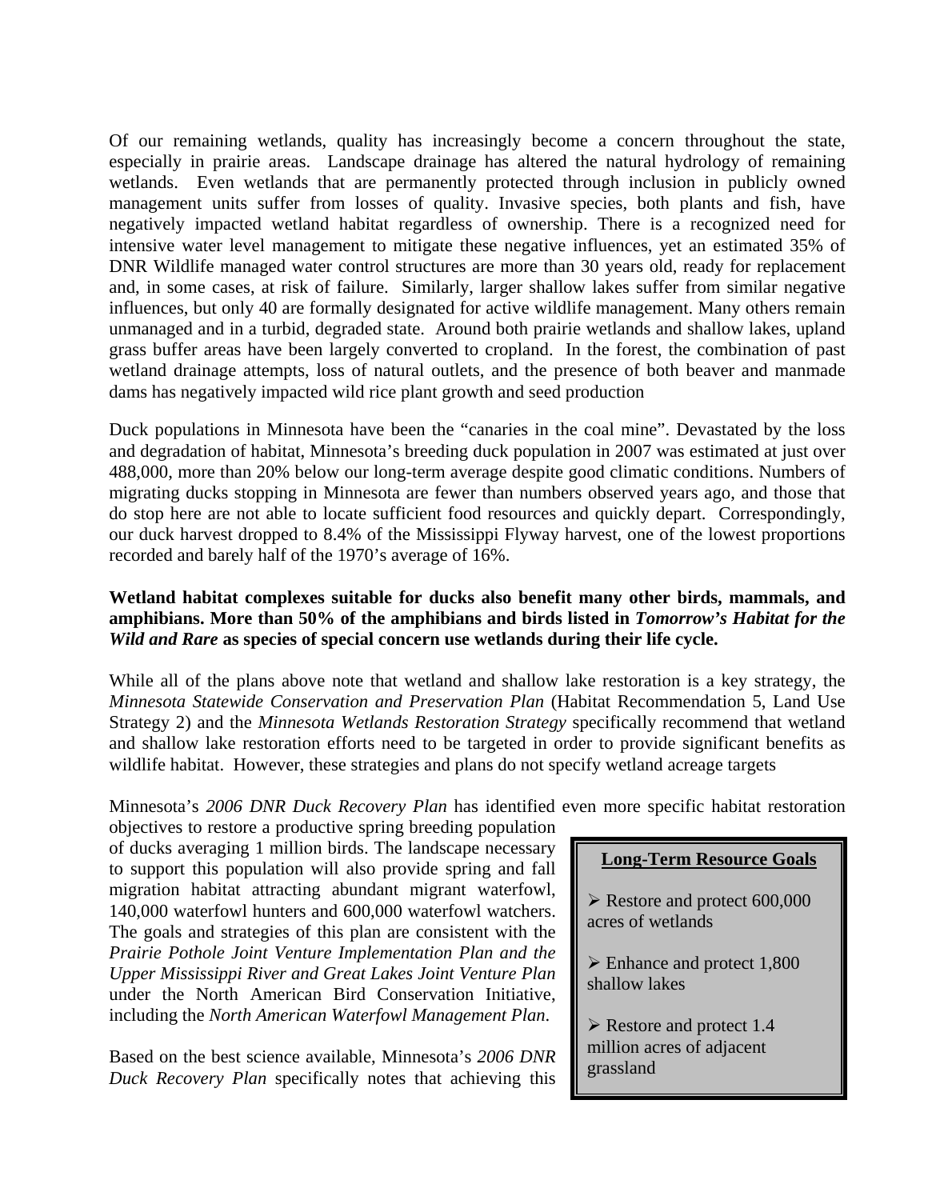Of our remaining wetlands, quality has increasingly become a concern throughout the state, especially in prairie areas. Landscape drainage has altered the natural hydrology of remaining wetlands. Even wetlands that are permanently protected through inclusion in publicly owned management units suffer from losses of quality. Invasive species, both plants and fish, have negatively impacted wetland habitat regardless of ownership. There is a recognized need for intensive water level management to mitigate these negative influences, yet an estimated 35% of DNR Wildlife managed water control structures are more than 30 years old, ready for replacement and, in some cases, at risk of failure. Similarly, larger shallow lakes suffer from similar negative influences, but only 40 are formally designated for active wildlife management. Many others remain unmanaged and in a turbid, degraded state. Around both prairie wetlands and shallow lakes, upland grass buffer areas have been largely converted to cropland. In the forest, the combination of past wetland drainage attempts, loss of natural outlets, and the presence of both beaver and manmade dams has negatively impacted wild rice plant growth and seed production

Duck populations in Minnesota have been the "canaries in the coal mine". Devastated by the loss and degradation of habitat, Minnesota's breeding duck population in 2007 was estimated at just over 488,000, more than 20% below our long-term average despite good climatic conditions. Numbers of migrating ducks stopping in Minnesota are fewer than numbers observed years ago, and those that do stop here are not able to locate sufficient food resources and quickly depart. Correspondingly, our duck harvest dropped to 8.4% of the Mississippi Flyway harvest, one of the lowest proportions recorded and barely half of the 1970's average of 16%.

**Wetland habitat complexes suitable for ducks also benefit many other birds, mammals, and amphibians. More than 50% of the amphibians and birds listed in *Tomorrow's Habitat for the Wild and Rare* as species of special concern use wetlands during their life cycle.**

While all of the plans above note that wetland and shallow lake restoration is a key strategy, the *Minnesota Statewide Conservation and Preservation Plan* (Habitat Recommendation 5, Land Use Strategy 2) and the *Minnesota Wetlands Restoration Strategy* specifically recommend that wetland and shallow lake restoration efforts need to be targeted in order to provide significant benefits as wildlife habitat. However, these strategies and plans do not specify wetland acreage targets

Minnesota's *2006 DNR Duck Recovery Plan* has identified even more specific habitat restoration objectives to restore a productive spring breeding population of ducks averaging 1 million birds. The landscape necessary to support this population will also provide spring and fall migration habitat attracting abundant migrant waterfowl, 140,000 waterfowl hunters and 600,000 waterfowl watchers. The goals and strategies of this plan are consistent with the *Prairie Pothole Joint Venture Implementation Plan and the Upper Mississippi River and Great Lakes Joint Venture Plan* under the North American Bird Conservation Initiative, including the *North American Waterfowl Management Plan*.

**Long-Term Resource Goals**

- Restore and protect 600,000 acres of wetlands
- Enhance and protect 1,800 shallow lakes
- Restore and protect 1.4 million acres of adjacent grassland

Based on the best science available, Minnesota's *2006 DNR Duck Recovery Plan* specifically notes that achieving this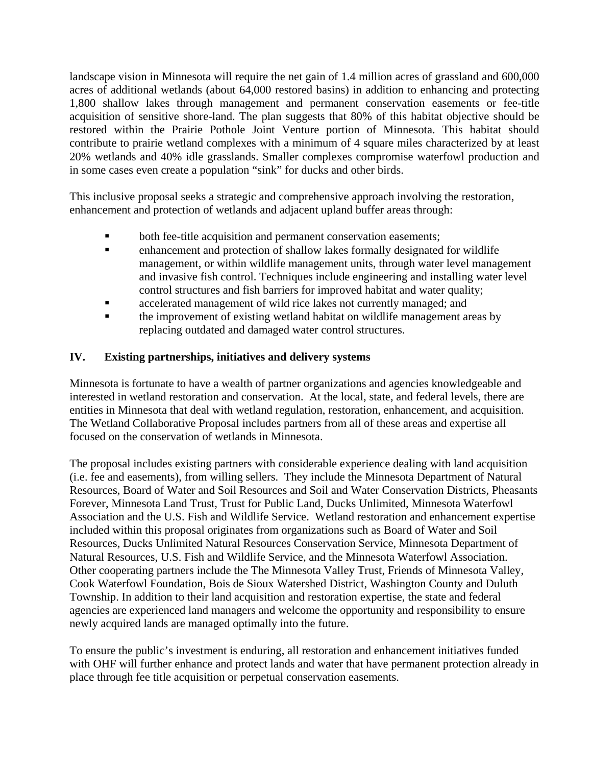landscape vision in Minnesota will require the net gain of 1.4 million acres of grassland and 600,000 acres of additional wetlands (about 64,000 restored basins) in addition to enhancing and protecting 1,800 shallow lakes through management and permanent conservation easements or fee-title acquisition of sensitive shore-land. The plan suggests that 80% of this habitat objective should be restored within the Prairie Pothole Joint Venture portion of Minnesota. This habitat should contribute to prairie wetland complexes with a minimum of 4 square miles characterized by at least 20% wetlands and 40% idle grasslands. Smaller complexes compromise waterfowl production and in some cases even create a population "sink" for ducks and other birds.

This inclusive proposal seeks a strategic and comprehensive approach involving the restoration, enhancement and protection of wetlands and adjacent upland buffer areas through:

- both fee-title acquisition and permanent conservation easements;
- enhancement and protection of shallow lakes formally designated for wildlife management, or within wildlife management units, through water level management and invasive fish control. Techniques include engineering and installing water level control structures and fish barriers for improved habitat and water quality;
- accelerated management of wild rice lakes not currently managed; and
- the improvement of existing wetland habitat on wildlife management areas by replacing outdated and damaged water control structures.

## IV. Existing partnerships, initiatives and delivery systems

Minnesota is fortunate to have a wealth of partner organizations and agencies knowledgeable and interested in wetland restoration and conservation. At the local, state, and federal levels, there are entities in Minnesota that deal with wetland regulation, restoration, enhancement, and acquisition. The Wetland Collaborative Proposal includes partners from all of these areas and expertise all focused on the conservation of wetlands in Minnesota.

The proposal includes existing partners with considerable experience dealing with land acquisition (i.e. fee and easements), from willing sellers. They include the Minnesota Department of Natural Resources, Board of Water and Soil Resources and Soil and Water Conservation Districts, Pheasants Forever, Minnesota Land Trust, Trust for Public Land, Ducks Unlimited, Minnesota Waterfowl Association and the U.S. Fish and Wildlife Service. Wetland restoration and enhancement expertise included within this proposal originates from organizations such as Board of Water and Soil Resources, Ducks Unlimited Natural Resources Conservation Service, Minnesota Department of Natural Resources, U.S. Fish and Wildlife Service, and the Minnesota Waterfowl Association. Other cooperating partners include the The Minnesota Valley Trust, Friends of Minnesota Valley, Cook Waterfowl Foundation, Bois de Sioux Watershed District, Washington County and Duluth Township. In addition to their land acquisition and restoration expertise, the state and federal agencies are experienced land managers and welcome the opportunity and responsibility to ensure newly acquired lands are managed optimally into the future.

To ensure the public's investment is enduring, all restoration and enhancement initiatives funded with OHF will further enhance and protect lands and water that have permanent protection already in place through fee title acquisition or perpetual conservation easements.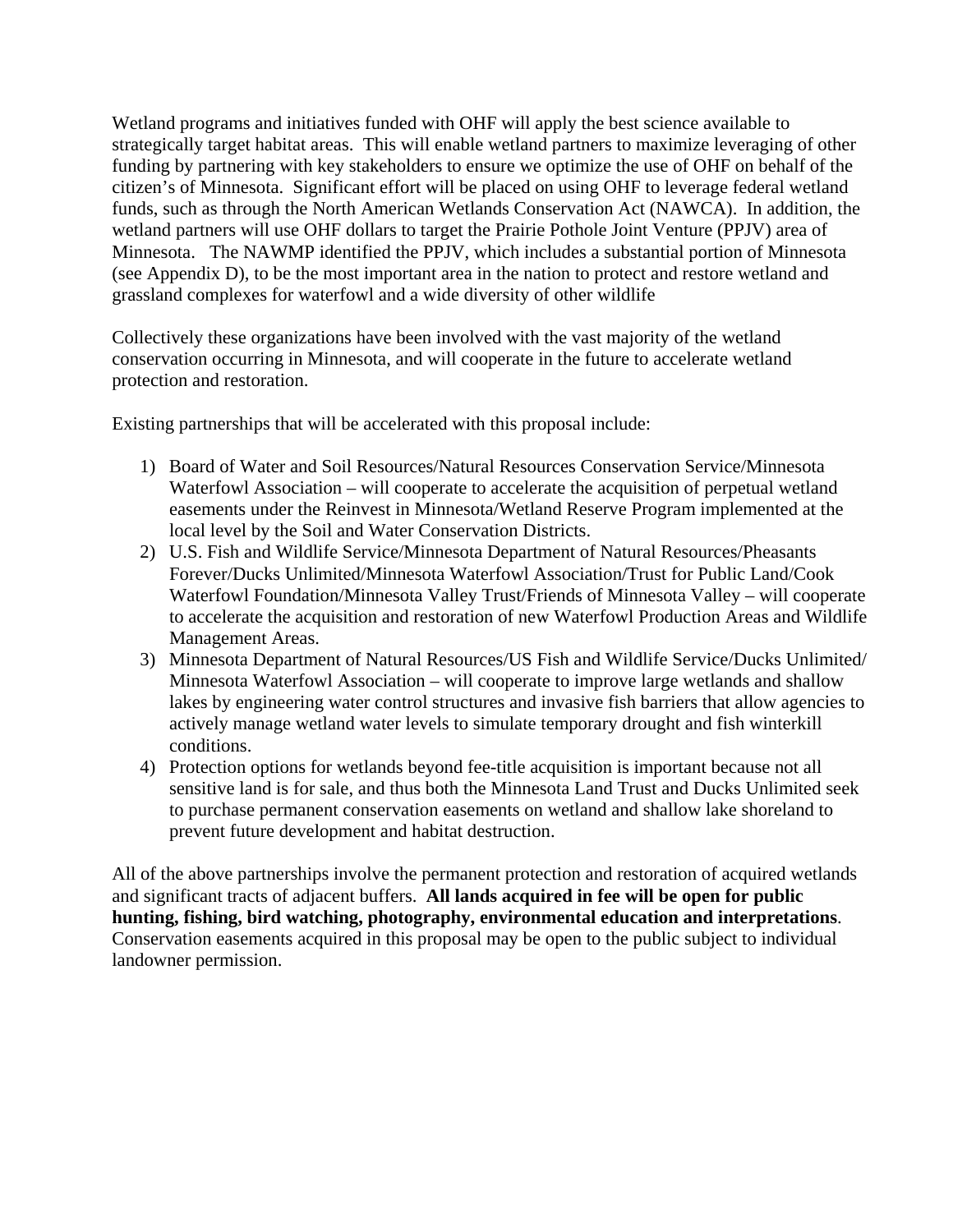Wetland programs and initiatives funded with OHF will apply the best science available to strategically target habitat areas. This will enable wetland partners to maximize leveraging of other funding by partnering with key stakeholders to ensure we optimize the use of OHF on behalf of the citizen's of Minnesota. Significant effort will be placed on using OHF to leverage federal wetland funds, such as through the North American Wetlands Conservation Act (NAWCA). In addition, the wetland partners will use OHF dollars to target the Prairie Pothole Joint Venture (PPJV) area of Minnesota. The NAWMP identified the PPJV, which includes a substantial portion of Minnesota (see Appendix D), to be the most important area in the nation to protect and restore wetland and grassland complexes for waterfowl and a wide diversity of other wildlife

Collectively these organizations have been involved with the vast majority of the wetland conservation occurring in Minnesota, and will cooperate in the future to accelerate wetland protection and restoration.

Existing partnerships that will be accelerated with this proposal include:

1) Board of Water and Soil Resources/Natural Resources Conservation Service/Minnesota Waterfowl Association – will cooperate to accelerate the acquisition of perpetual wetland easements under the Reinvest in Minnesota/Wetland Reserve Program implemented at the local level by the Soil and Water Conservation Districts.
2) U.S. Fish and Wildlife Service/Minnesota Department of Natural Resources/Pheasants Forever/Ducks Unlimited/Minnesota Waterfowl Association/Trust for Public Land/Cook Waterfowl Foundation/Minnesota Valley Trust/Friends of Minnesota Valley – will cooperate to accelerate the acquisition and restoration of new Waterfowl Production Areas and Wildlife Management Areas.
3) Minnesota Department of Natural Resources/US Fish and Wildlife Service/Ducks Unlimited/ Minnesota Waterfowl Association – will cooperate to improve large wetlands and shallow lakes by engineering water control structures and invasive fish barriers that allow agencies to actively manage wetland water levels to simulate temporary drought and fish winterkill conditions.
4) Protection options for wetlands beyond fee-title acquisition is important because not all sensitive land is for sale, and thus both the Minnesota Land Trust and Ducks Unlimited seek to purchase permanent conservation easements on wetland and shallow lake shoreland to prevent future development and habitat destruction.

All of the above partnerships involve the permanent protection and restoration of acquired wetlands and significant tracts of adjacent buffers. **All lands acquired in fee will be open for public hunting, fishing, bird watching, photography, environmental education and interpretations**. Conservation easements acquired in this proposal may be open to the public subject to individual landowner permission.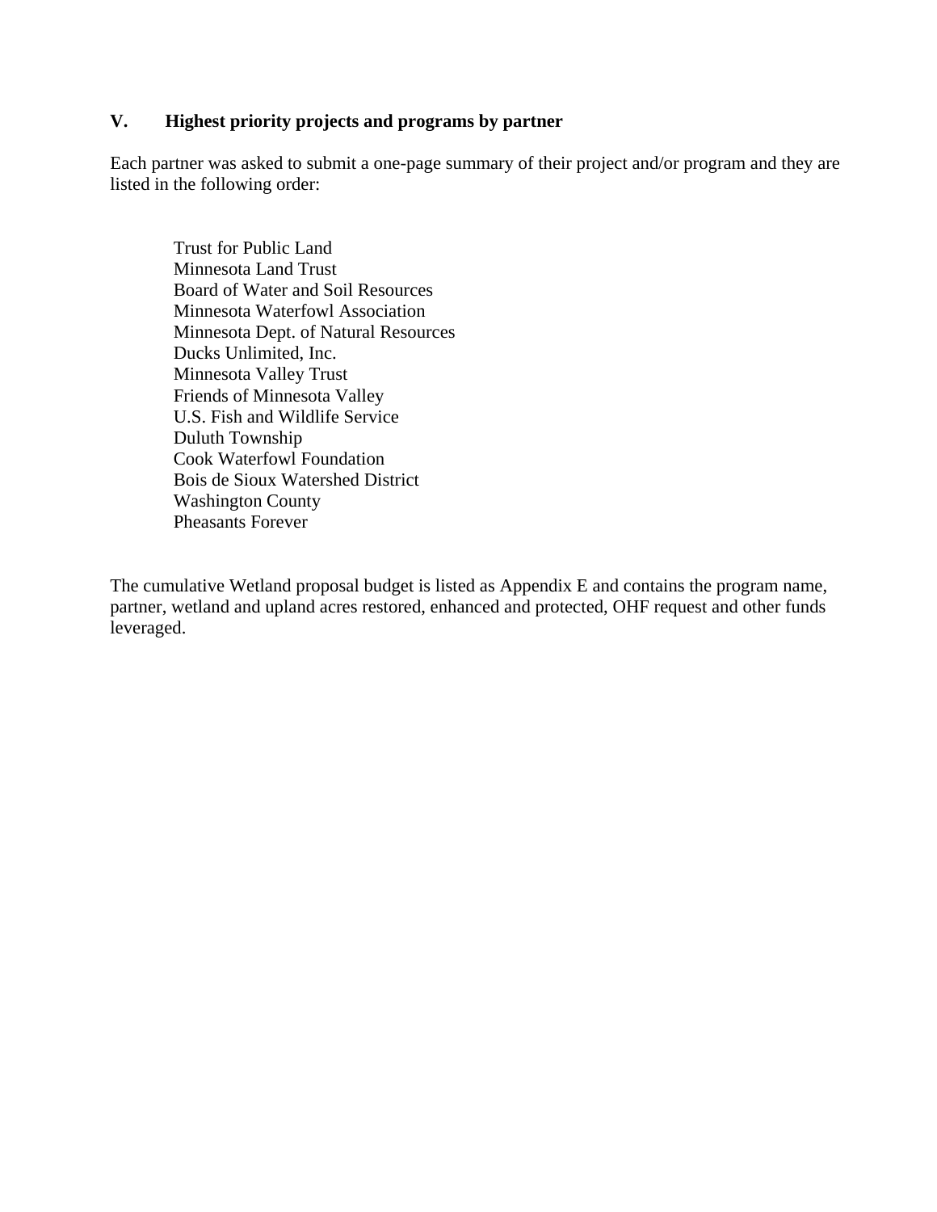## V. Highest priority projects and programs by partner

Each partner was asked to submit a one-page summary of their project and/or program and they are listed in the following order:

Trust for Public Land
Minnesota Land Trust
Board of Water and Soil Resources
Minnesota Waterfowl Association
Minnesota Dept. of Natural Resources
Ducks Unlimited, Inc.
Minnesota Valley Trust
Friends of Minnesota Valley
U.S. Fish and Wildlife Service
Duluth Township
Cook Waterfowl Foundation
Bois de Sioux Watershed District
Washington County
Pheasants Forever

The cumulative Wetland proposal budget is listed as Appendix E and contains the program name, partner, wetland and upland acres restored, enhanced and protected, OHF request and other funds leveraged.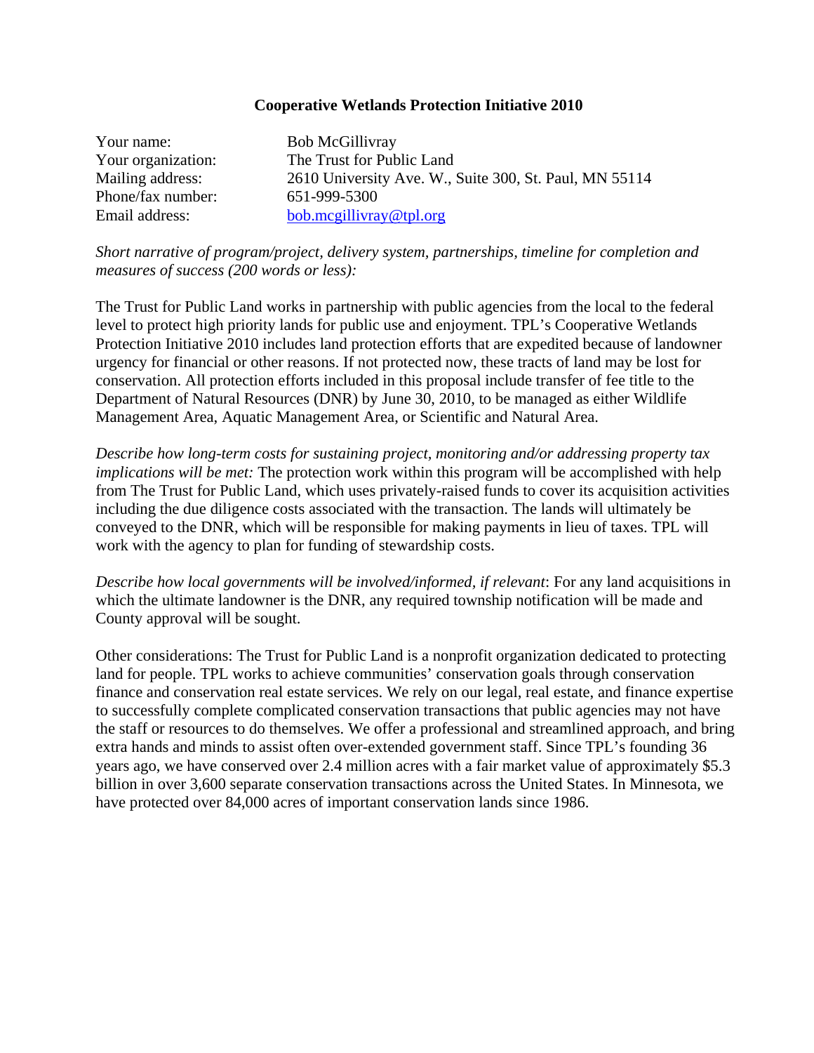**Cooperative Wetlands Protection Initiative 2010**

Your name: Bob McGillivray
Your organization: The Trust for Public Land
Mailing address: 2610 University Ave. W., Suite 300, St. Paul, MN 55114
Phone/fax number: 651-999-5300
Email address: bob.mcgillivray@tpl.org

*Short narrative of program/project, delivery system, partnerships, timeline for completion and measures of success (200 words or less):*

The Trust for Public Land works in partnership with public agencies from the local to the federal level to protect high priority lands for public use and enjoyment. TPL's Cooperative Wetlands Protection Initiative 2010 includes land protection efforts that are expedited because of landowner urgency for financial or other reasons. If not protected now, these tracts of land may be lost for conservation. All protection efforts included in this proposal include transfer of fee title to the Department of Natural Resources (DNR) by June 30, 2010, to be managed as either Wildlife Management Area, Aquatic Management Area, or Scientific and Natural Area.

*Describe how long-term costs for sustaining project, monitoring and/or addressing property tax implications will be met:* The protection work within this program will be accomplished with help from The Trust for Public Land, which uses privately-raised funds to cover its acquisition activities including the due diligence costs associated with the transaction. The lands will ultimately be conveyed to the DNR, which will be responsible for making payments in lieu of taxes. TPL will work with the agency to plan for funding of stewardship costs.

*Describe how local governments will be involved/informed, if relevant*: For any land acquisitions in which the ultimate landowner is the DNR, any required township notification will be made and County approval will be sought.

Other considerations: The Trust for Public Land is a nonprofit organization dedicated to protecting land for people. TPL works to achieve communities' conservation goals through conservation finance and conservation real estate services. We rely on our legal, real estate, and finance expertise to successfully complete complicated conservation transactions that public agencies may not have the staff or resources to do themselves. We offer a professional and streamlined approach, and bring extra hands and minds to assist often over-extended government staff. Since TPL's founding 36 years ago, we have conserved over 2.4 million acres with a fair market value of approximately $5.3 billion in over 3,600 separate conservation transactions across the United States. In Minnesota, we have protected over 84,000 acres of important conservation lands since 1986.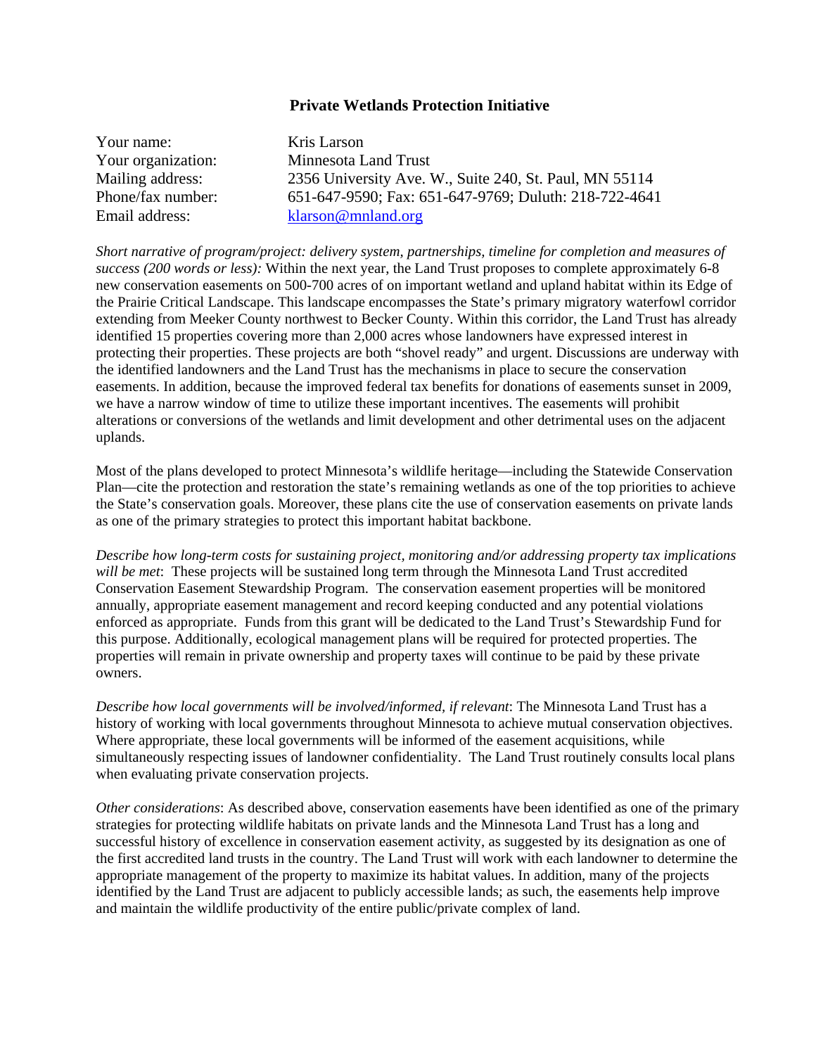**Private Wetlands Protection Initiative**

| | |
|---|---|
| Your name: | Kris Larson |
| Your organization: | Minnesota Land Trust |
| Mailing address: | 2356 University Ave. W., Suite 240, St. Paul, MN 55114 |
| Phone/fax number: | 651-647-9590; Fax: 651-647-9769; Duluth: 218-722-4641 |
| Email address: | klarson@mnland.org |

*Short narrative of program/project: delivery system, partnerships, timeline for completion and measures of success (200 words or less):* Within the next year, the Land Trust proposes to complete approximately 6-8 new conservation easements on 500-700 acres of on important wetland and upland habitat within its Edge of the Prairie Critical Landscape. This landscape encompasses the State's primary migratory waterfowl corridor extending from Meeker County northwest to Becker County. Within this corridor, the Land Trust has already identified 15 properties covering more than 2,000 acres whose landowners have expressed interest in protecting their properties. These projects are both "shovel ready" and urgent. Discussions are underway with the identified landowners and the Land Trust has the mechanisms in place to secure the conservation easements. In addition, because the improved federal tax benefits for donations of easements sunset in 2009, we have a narrow window of time to utilize these important incentives. The easements will prohibit alterations or conversions of the wetlands and limit development and other detrimental uses on the adjacent uplands.

Most of the plans developed to protect Minnesota's wildlife heritage—including the Statewide Conservation Plan—cite the protection and restoration the state's remaining wetlands as one of the top priorities to achieve the State's conservation goals. Moreover, these plans cite the use of conservation easements on private lands as one of the primary strategies to protect this important habitat backbone.

*Describe how long-term costs for sustaining project, monitoring and/or addressing property tax implications will be met*: These projects will be sustained long term through the Minnesota Land Trust accredited Conservation Easement Stewardship Program. The conservation easement properties will be monitored annually, appropriate easement management and record keeping conducted and any potential violations enforced as appropriate. Funds from this grant will be dedicated to the Land Trust's Stewardship Fund for this purpose. Additionally, ecological management plans will be required for protected properties. The properties will remain in private ownership and property taxes will continue to be paid by these private owners.

*Describe how local governments will be involved/informed, if relevant*: The Minnesota Land Trust has a history of working with local governments throughout Minnesota to achieve mutual conservation objectives. Where appropriate, these local governments will be informed of the easement acquisitions, while simultaneously respecting issues of landowner confidentiality. The Land Trust routinely consults local plans when evaluating private conservation projects.

*Other considerations*: As described above, conservation easements have been identified as one of the primary strategies for protecting wildlife habitats on private lands and the Minnesota Land Trust has a long and successful history of excellence in conservation easement activity, as suggested by its designation as one of the first accredited land trusts in the country. The Land Trust will work with each landowner to determine the appropriate management of the property to maximize its habitat values. In addition, many of the projects identified by the Land Trust are adjacent to publicly accessible lands; as such, the easements help improve and maintain the wildlife productivity of the entire public/private complex of land.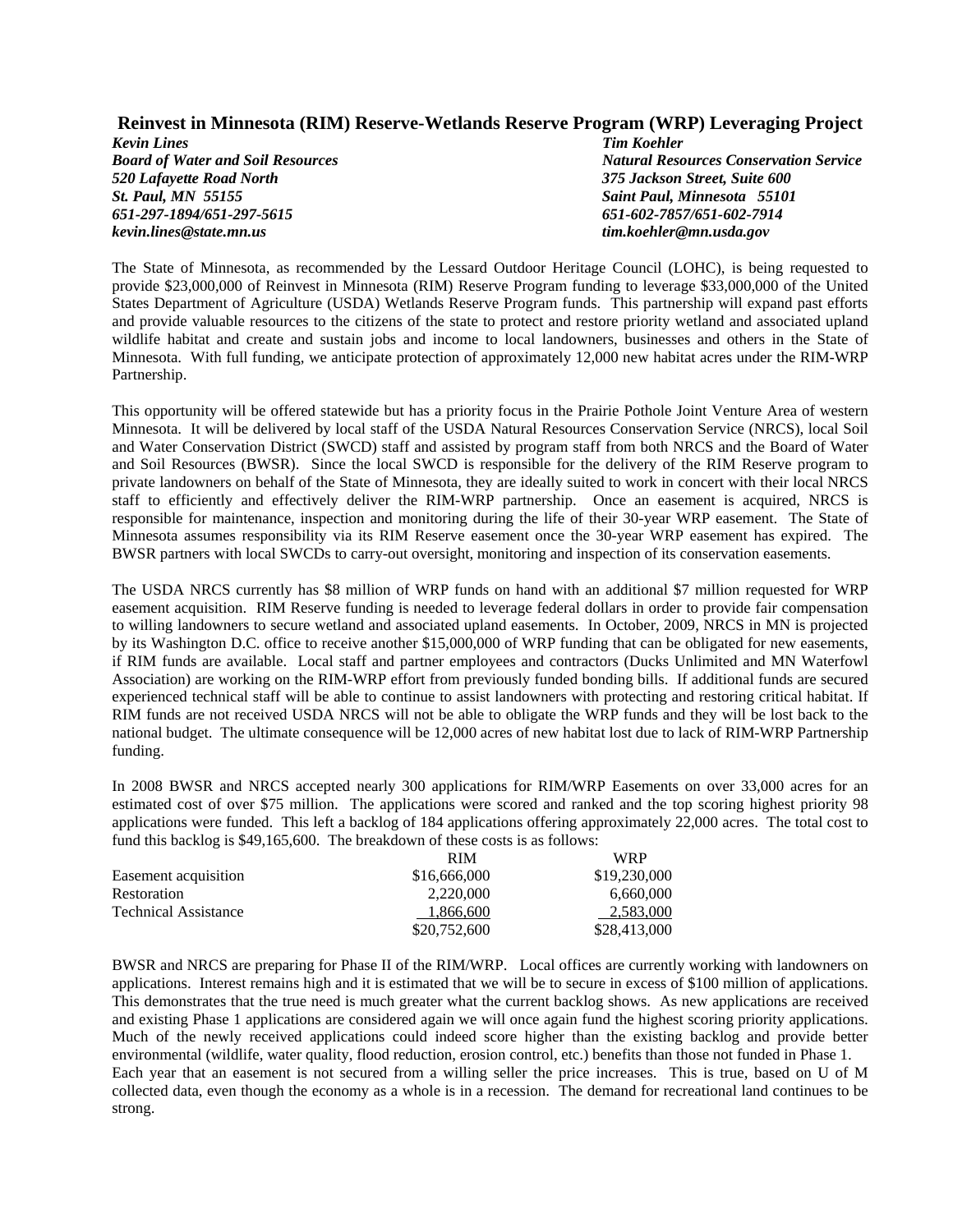## Reinvest in Minnesota (RIM) Reserve-Wetlands Reserve Program (WRP) Leveraging Project

***Kevin Lines***
***Board of Water and Soil Resources***
***520 Lafayette Road North***
***St. Paul, MN 55155***
***651-297-1894/651-297-5615***
***kevin.lines@state.mn.us***

***Tim Koehler***
***Natural Resources Conservation Service***
***375 Jackson Street, Suite 600***
***Saint Paul, Minnesota 55101***
***651-602-7857/651-602-7914***
***tim.koehler@mn.usda.gov***

The State of Minnesota, as recommended by the Lessard Outdoor Heritage Council (LOHC), is being requested to provide $23,000,000 of Reinvest in Minnesota (RIM) Reserve Program funding to leverage $33,000,000 of the United States Department of Agriculture (USDA) Wetlands Reserve Program funds. This partnership will expand past efforts and provide valuable resources to the citizens of the state to protect and restore priority wetland and associated upland wildlife habitat and create and sustain jobs and income to local landowners, businesses and others in the State of Minnesota. With full funding, we anticipate protection of approximately 12,000 new habitat acres under the RIM-WRP Partnership.

This opportunity will be offered statewide but has a priority focus in the Prairie Pothole Joint Venture Area of western Minnesota. It will be delivered by local staff of the USDA Natural Resources Conservation Service (NRCS), local Soil and Water Conservation District (SWCD) staff and assisted by program staff from both NRCS and the Board of Water and Soil Resources (BWSR). Since the local SWCD is responsible for the delivery of the RIM Reserve program to private landowners on behalf of the State of Minnesota, they are ideally suited to work in concert with their local NRCS staff to efficiently and effectively deliver the RIM-WRP partnership. Once an easement is acquired, NRCS is responsible for maintenance, inspection and monitoring during the life of their 30-year WRP easement. The State of Minnesota assumes responsibility via its RIM Reserve easement once the 30-year WRP easement has expired. The BWSR partners with local SWCDs to carry-out oversight, monitoring and inspection of its conservation easements.

The USDA NRCS currently has $8 million of WRP funds on hand with an additional $7 million requested for WRP easement acquisition. RIM Reserve funding is needed to leverage federal dollars in order to provide fair compensation to willing landowners to secure wetland and associated upland easements. In October, 2009, NRCS in MN is projected by its Washington D.C. office to receive another $15,000,000 of WRP funding that can be obligated for new easements, if RIM funds are available. Local staff and partner employees and contractors (Ducks Unlimited and MN Waterfowl Association) are working on the RIM-WRP effort from previously funded bonding bills. If additional funds are secured experienced technical staff will be able to continue to assist landowners with protecting and restoring critical habitat. If RIM funds are not received USDA NRCS will not be able to obligate the WRP funds and they will be lost back to the national budget. The ultimate consequence will be 12,000 acres of new habitat lost due to lack of RIM-WRP Partnership funding.

In 2008 BWSR and NRCS accepted nearly 300 applications for RIM/WRP Easements on over 33,000 acres for an estimated cost of over $75 million. The applications were scored and ranked and the top scoring highest priority 98 applications were funded. This left a backlog of 184 applications offering approximately 22,000 acres. The total cost to fund this backlog is $49,165,600. The breakdown of these costs is as follows:

| | RIM | WRP |
|---|---|---|
| Easement acquisition | $16,666,000 | $19,230,000 |
| Restoration | 2,220,000 | 6,660,000 |
| Technical Assistance | 1,866,600 | 2,583,000 |
| | $20,752,600 | $28,413,000 |

BWSR and NRCS are preparing for Phase II of the RIM/WRP. Local offices are currently working with landowners on applications. Interest remains high and it is estimated that we will be to secure in excess of $100 million of applications. This demonstrates that the true need is much greater what the current backlog shows. As new applications are received and existing Phase 1 applications are considered again we will once again fund the highest scoring priority applications. Much of the newly received applications could indeed score higher than the existing backlog and provide better environmental (wildlife, water quality, flood reduction, erosion control, etc.) benefits than those not funded in Phase 1.
Each year that an easement is not secured from a willing seller the price increases. This is true, based on U of M collected data, even though the economy as a whole is in a recession. The demand for recreational land continues to be strong.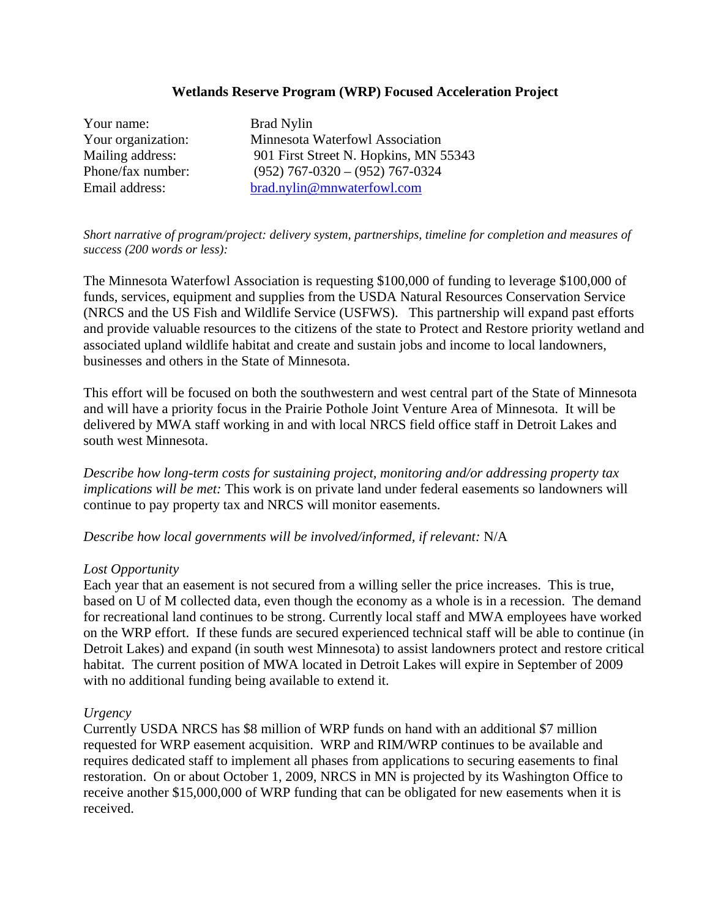**Wetlands Reserve Program (WRP) Focused Acceleration Project**

Your name: Brad Nylin
Your organization: Minnesota Waterfowl Association
Mailing address: 901 First Street N. Hopkins, MN 55343
Phone/fax number: (952) 767-0320 – (952) 767-0324
Email address: brad.nylin@mnwaterfowl.com

*Short narrative of program/project: delivery system, partnerships, timeline for completion and measures of success (200 words or less):*

The Minnesota Waterfowl Association is requesting $100,000 of funding to leverage $100,000 of funds, services, equipment and supplies from the USDA Natural Resources Conservation Service (NRCS and the US Fish and Wildlife Service (USFWS). This partnership will expand past efforts and provide valuable resources to the citizens of the state to Protect and Restore priority wetland and associated upland wildlife habitat and create and sustain jobs and income to local landowners, businesses and others in the State of Minnesota.

This effort will be focused on both the southwestern and west central part of the State of Minnesota and will have a priority focus in the Prairie Pothole Joint Venture Area of Minnesota. It will be delivered by MWA staff working in and with local NRCS field office staff in Detroit Lakes and south west Minnesota.

*Describe how long-term costs for sustaining project, monitoring and/or addressing property tax implications will be met:* This work is on private land under federal easements so landowners will continue to pay property tax and NRCS will monitor easements.

*Describe how local governments will be involved/informed, if relevant:* N/A

*Lost Opportunity*

Each year that an easement is not secured from a willing seller the price increases. This is true, based on U of M collected data, even though the economy as a whole is in a recession. The demand for recreational land continues to be strong. Currently local staff and MWA employees have worked on the WRP effort. If these funds are secured experienced technical staff will be able to continue (in Detroit Lakes) and expand (in south west Minnesota) to assist landowners protect and restore critical habitat. The current position of MWA located in Detroit Lakes will expire in September of 2009 with no additional funding being available to extend it.

*Urgency*

Currently USDA NRCS has $8 million of WRP funds on hand with an additional $7 million requested for WRP easement acquisition. WRP and RIM/WRP continues to be available and requires dedicated staff to implement all phases from applications to securing easements to final restoration. On or about October 1, 2009, NRCS in MN is projected by its Washington Office to receive another $15,000,000 of WRP funding that can be obligated for new easements when it is received.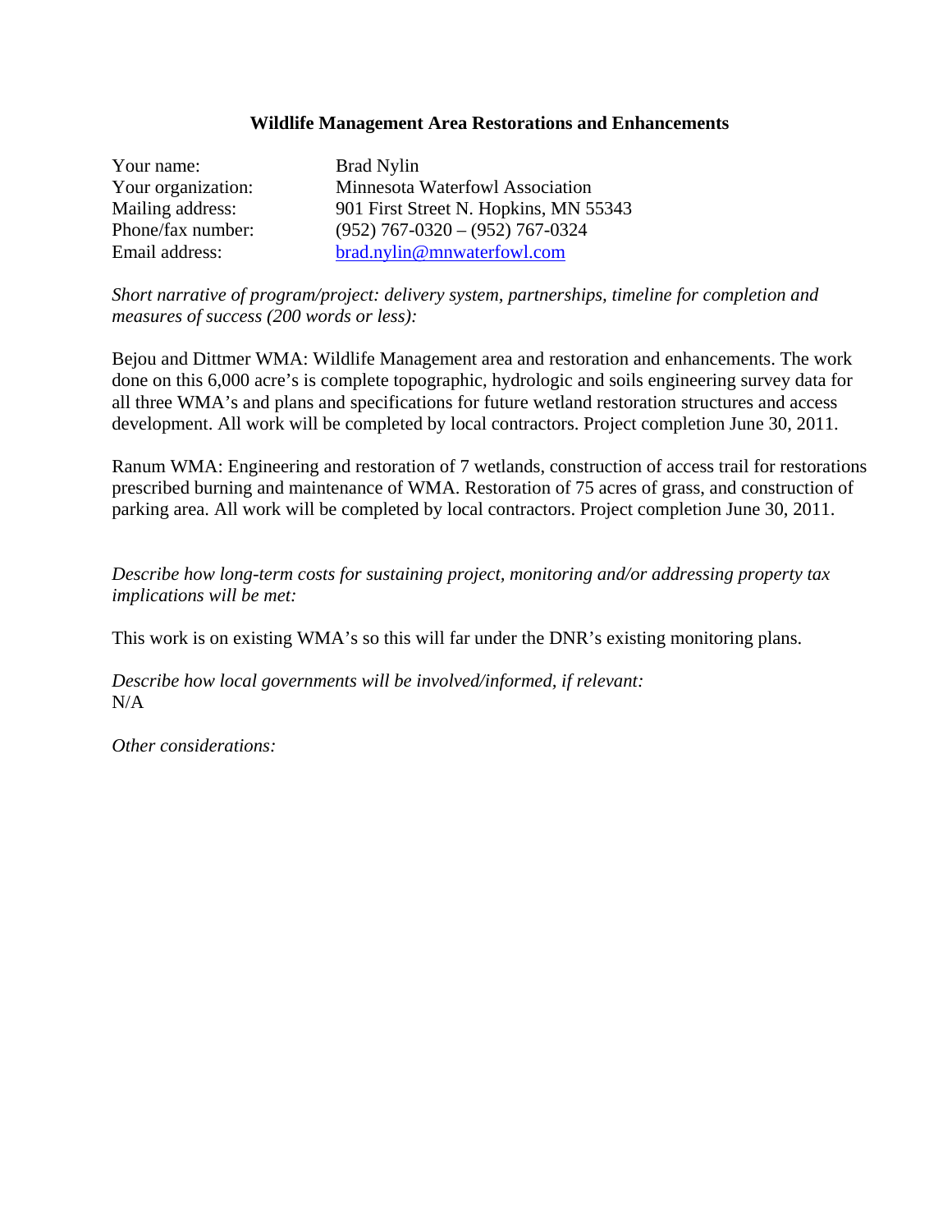**Wildlife Management Area Restorations and Enhancements**

Your name: Brad Nylin
Your organization: Minnesota Waterfowl Association
Mailing address: 901 First Street N. Hopkins, MN 55343
Phone/fax number: (952) 767-0320 – (952) 767-0324
Email address: brad.nylin@mnwaterfowl.com

*Short narrative of program/project: delivery system, partnerships, timeline for completion and measures of success (200 words or less):*

Bejou and Dittmer WMA: Wildlife Management area and restoration and enhancements. The work done on this 6,000 acre's is complete topographic, hydrologic and soils engineering survey data for all three WMA's and plans and specifications for future wetland restoration structures and access development. All work will be completed by local contractors. Project completion June 30, 2011.

Ranum WMA: Engineering and restoration of 7 wetlands, construction of access trail for restorations prescribed burning and maintenance of WMA. Restoration of 75 acres of grass, and construction of parking area. All work will be completed by local contractors. Project completion June 30, 2011.

*Describe how long-term costs for sustaining project, monitoring and/or addressing property tax implications will be met:*

This work is on existing WMA's so this will far under the DNR's existing monitoring plans.

*Describe how local governments will be involved/informed, if relevant:*
N/A

*Other considerations:*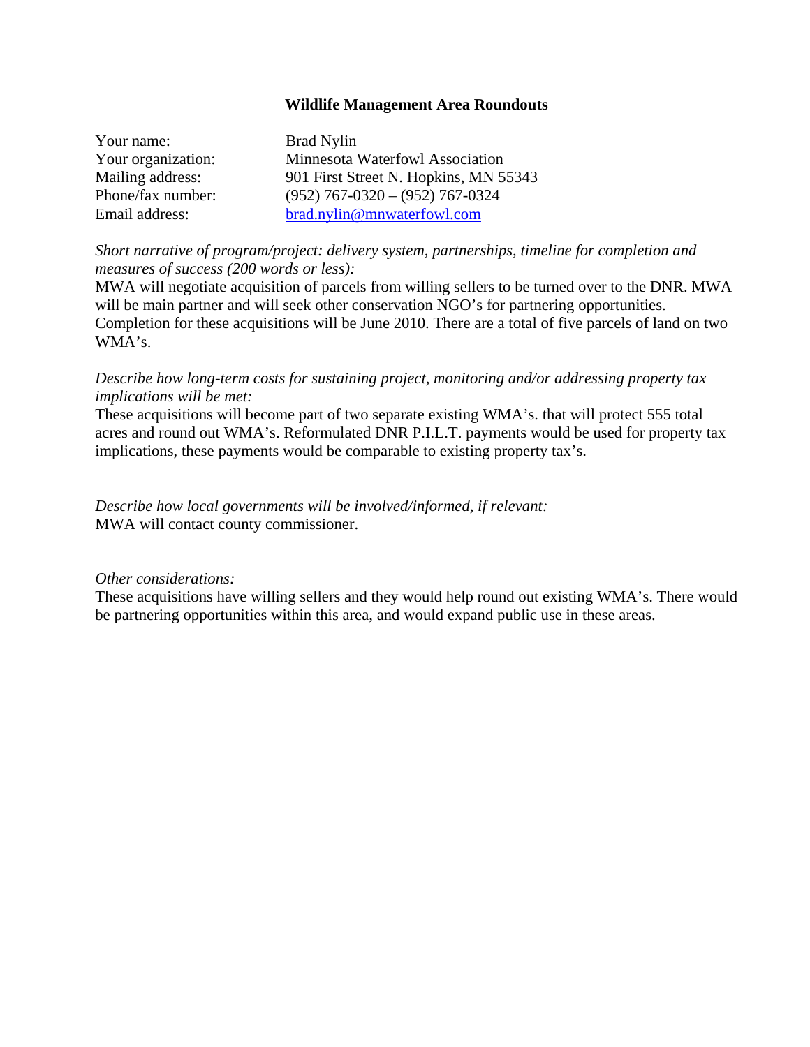## Wildlife Management Area Roundouts

| | |
|---|---|
| Your name: | Brad Nylin |
| Your organization: | Minnesota Waterfowl Association |
| Mailing address: | 901 First Street N. Hopkins, MN 55343 |
| Phone/fax number: | (952) 767-0320 – (952) 767-0324 |
| Email address: | brad.nylin@mnwaterfowl.com |

*Short narrative of program/project: delivery system, partnerships, timeline for completion and measures of success (200 words or less):*

MWA will negotiate acquisition of parcels from willing sellers to be turned over to the DNR. MWA will be main partner and will seek other conservation NGO's for partnering opportunities. Completion for these acquisitions will be June 2010. There are a total of five parcels of land on two WMA's.

*Describe how long-term costs for sustaining project, monitoring and/or addressing property tax implications will be met:*

These acquisitions will become part of two separate existing WMA's. that will protect 555 total acres and round out WMA's. Reformulated DNR P.I.L.T. payments would be used for property tax implications, these payments would be comparable to existing property tax's.

*Describe how local governments will be involved/informed, if relevant:*

MWA will contact county commissioner.

*Other considerations:*

These acquisitions have willing sellers and they would help round out existing WMA's. There would be partnering opportunities within this area, and would expand public use in these areas.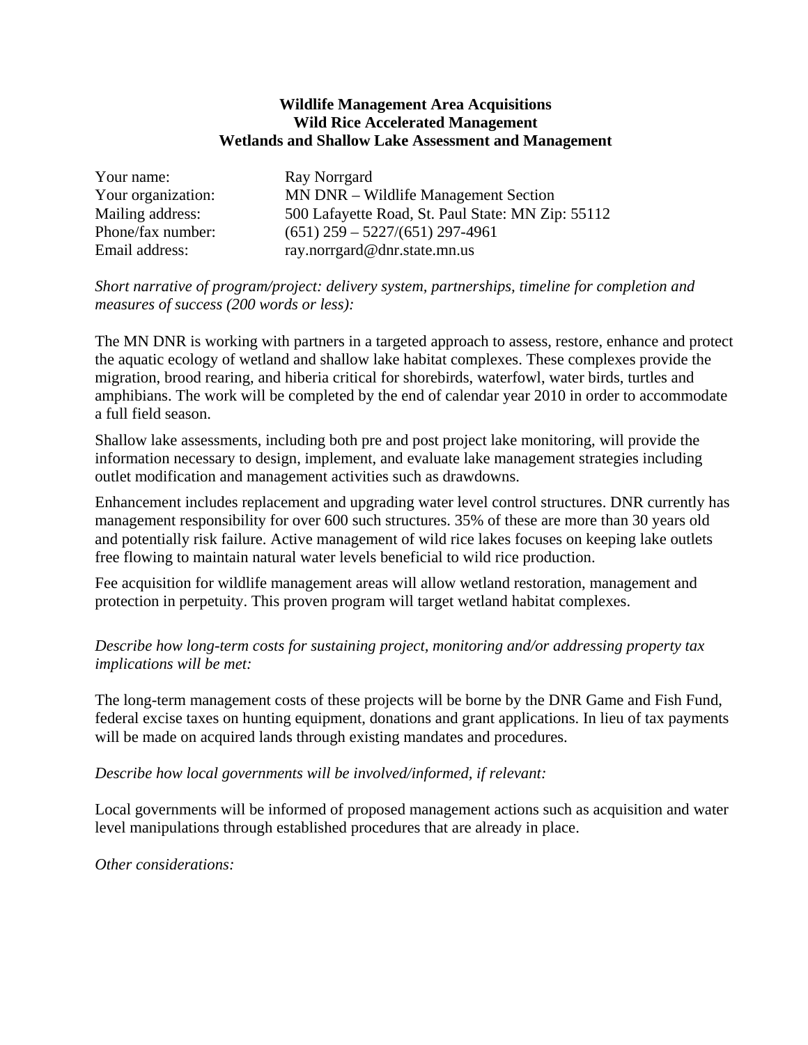**Wildlife Management Area Acquisitions**
**Wild Rice Accelerated Management**
**Wetlands and Shallow Lake Assessment and Management**

Your name: Ray Norrgard
Your organization: MN DNR – Wildlife Management Section
Mailing address: 500 Lafayette Road, St. Paul State: MN Zip: 55112
Phone/fax number: (651) 259 – 5227/(651) 297-4961
Email address: ray.norrgard@dnr.state.mn.us

*Short narrative of program/project: delivery system, partnerships, timeline for completion and measures of success (200 words or less):*

The MN DNR is working with partners in a targeted approach to assess, restore, enhance and protect the aquatic ecology of wetland and shallow lake habitat complexes. These complexes provide the migration, brood rearing, and hiberia critical for shorebirds, waterfowl, water birds, turtles and amphibians. The work will be completed by the end of calendar year 2010 in order to accommodate a full field season.

Shallow lake assessments, including both pre and post project lake monitoring, will provide the information necessary to design, implement, and evaluate lake management strategies including outlet modification and management activities such as drawdowns.

Enhancement includes replacement and upgrading water level control structures. DNR currently has management responsibility for over 600 such structures. 35% of these are more than 30 years old and potentially risk failure. Active management of wild rice lakes focuses on keeping lake outlets free flowing to maintain natural water levels beneficial to wild rice production.

Fee acquisition for wildlife management areas will allow wetland restoration, management and protection in perpetuity. This proven program will target wetland habitat complexes.

*Describe how long-term costs for sustaining project, monitoring and/or addressing property tax implications will be met:*

The long-term management costs of these projects will be borne by the DNR Game and Fish Fund, federal excise taxes on hunting equipment, donations and grant applications. In lieu of tax payments will be made on acquired lands through existing mandates and procedures.

*Describe how local governments will be involved/informed, if relevant:*

Local governments will be informed of proposed management actions such as acquisition and water level manipulations through established procedures that are already in place.

*Other considerations:*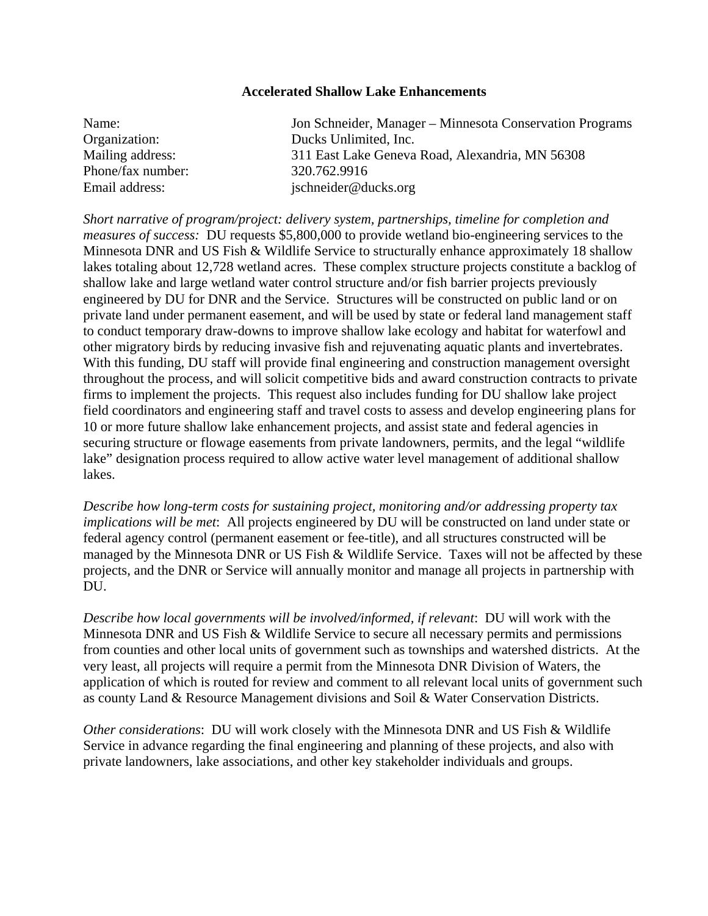**Accelerated Shallow Lake Enhancements**

| | |
|---|---|
| Name: | Jon Schneider, Manager – Minnesota Conservation Programs |
| Organization: | Ducks Unlimited, Inc. |
| Mailing address: | 311 East Lake Geneva Road, Alexandria, MN 56308 |
| Phone/fax number: | 320.762.9916 |
| Email address: | jschneider@ducks.org |

*Short narrative of program/project: delivery system, partnerships, timeline for completion and measures of success:* DU requests $5,800,000 to provide wetland bio-engineering services to the Minnesota DNR and US Fish & Wildlife Service to structurally enhance approximately 18 shallow lakes totaling about 12,728 wetland acres. These complex structure projects constitute a backlog of shallow lake and large wetland water control structure and/or fish barrier projects previously engineered by DU for DNR and the Service. Structures will be constructed on public land or on private land under permanent easement, and will be used by state or federal land management staff to conduct temporary draw-downs to improve shallow lake ecology and habitat for waterfowl and other migratory birds by reducing invasive fish and rejuvenating aquatic plants and invertebrates. With this funding, DU staff will provide final engineering and construction management oversight throughout the process, and will solicit competitive bids and award construction contracts to private firms to implement the projects. This request also includes funding for DU shallow lake project field coordinators and engineering staff and travel costs to assess and develop engineering plans for 10 or more future shallow lake enhancement projects, and assist state and federal agencies in securing structure or flowage easements from private landowners, permits, and the legal "wildlife lake" designation process required to allow active water level management of additional shallow lakes.

*Describe how long-term costs for sustaining project, monitoring and/or addressing property tax implications will be met*: All projects engineered by DU will be constructed on land under state or federal agency control (permanent easement or fee-title), and all structures constructed will be managed by the Minnesota DNR or US Fish & Wildlife Service. Taxes will not be affected by these projects, and the DNR or Service will annually monitor and manage all projects in partnership with DU.

*Describe how local governments will be involved/informed, if relevant*: DU will work with the Minnesota DNR and US Fish & Wildlife Service to secure all necessary permits and permissions from counties and other local units of government such as townships and watershed districts. At the very least, all projects will require a permit from the Minnesota DNR Division of Waters, the application of which is routed for review and comment to all relevant local units of government such as county Land & Resource Management divisions and Soil & Water Conservation Districts.

*Other considerations*: DU will work closely with the Minnesota DNR and US Fish & Wildlife Service in advance regarding the final engineering and planning of these projects, and also with private landowners, lake associations, and other key stakeholder individuals and groups.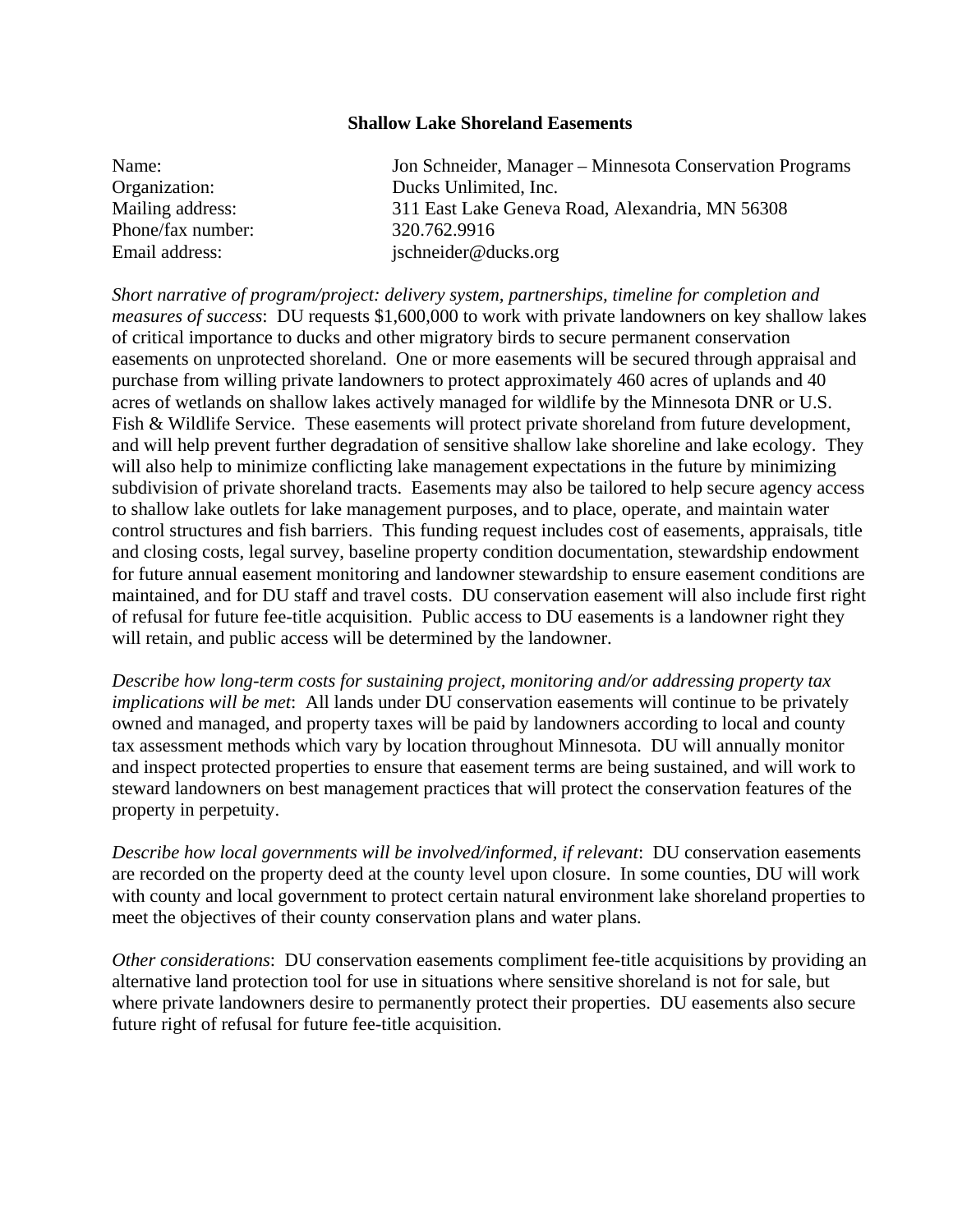## Shallow Lake Shoreland Easements

Name: Jon Schneider, Manager – Minnesota Conservation Programs
Organization: Ducks Unlimited, Inc.
Mailing address: 311 East Lake Geneva Road, Alexandria, MN 56308
Phone/fax number: 320.762.9916
Email address: jschneider@ducks.org

*Short narrative of program/project: delivery system, partnerships, timeline for completion and measures of success*: DU requests $1,600,000 to work with private landowners on key shallow lakes of critical importance to ducks and other migratory birds to secure permanent conservation easements on unprotected shoreland. One or more easements will be secured through appraisal and purchase from willing private landowners to protect approximately 460 acres of uplands and 40 acres of wetlands on shallow lakes actively managed for wildlife by the Minnesota DNR or U.S. Fish & Wildlife Service. These easements will protect private shoreland from future development, and will help prevent further degradation of sensitive shallow lake shoreline and lake ecology. They will also help to minimize conflicting lake management expectations in the future by minimizing subdivision of private shoreland tracts. Easements may also be tailored to help secure agency access to shallow lake outlets for lake management purposes, and to place, operate, and maintain water control structures and fish barriers. This funding request includes cost of easements, appraisals, title and closing costs, legal survey, baseline property condition documentation, stewardship endowment for future annual easement monitoring and landowner stewardship to ensure easement conditions are maintained, and for DU staff and travel costs. DU conservation easement will also include first right of refusal for future fee-title acquisition. Public access to DU easements is a landowner right they will retain, and public access will be determined by the landowner.

*Describe how long-term costs for sustaining project, monitoring and/or addressing property tax implications will be met*: All lands under DU conservation easements will continue to be privately owned and managed, and property taxes will be paid by landowners according to local and county tax assessment methods which vary by location throughout Minnesota. DU will annually monitor and inspect protected properties to ensure that easement terms are being sustained, and will work to steward landowners on best management practices that will protect the conservation features of the property in perpetuity.

*Describe how local governments will be involved/informed, if relevant*: DU conservation easements are recorded on the property deed at the county level upon closure. In some counties, DU will work with county and local government to protect certain natural environment lake shoreland properties to meet the objectives of their county conservation plans and water plans.

*Other considerations*: DU conservation easements compliment fee-title acquisitions by providing an alternative land protection tool for use in situations where sensitive shoreland is not for sale, but where private landowners desire to permanently protect their properties. DU easements also secure future right of refusal for future fee-title acquisition.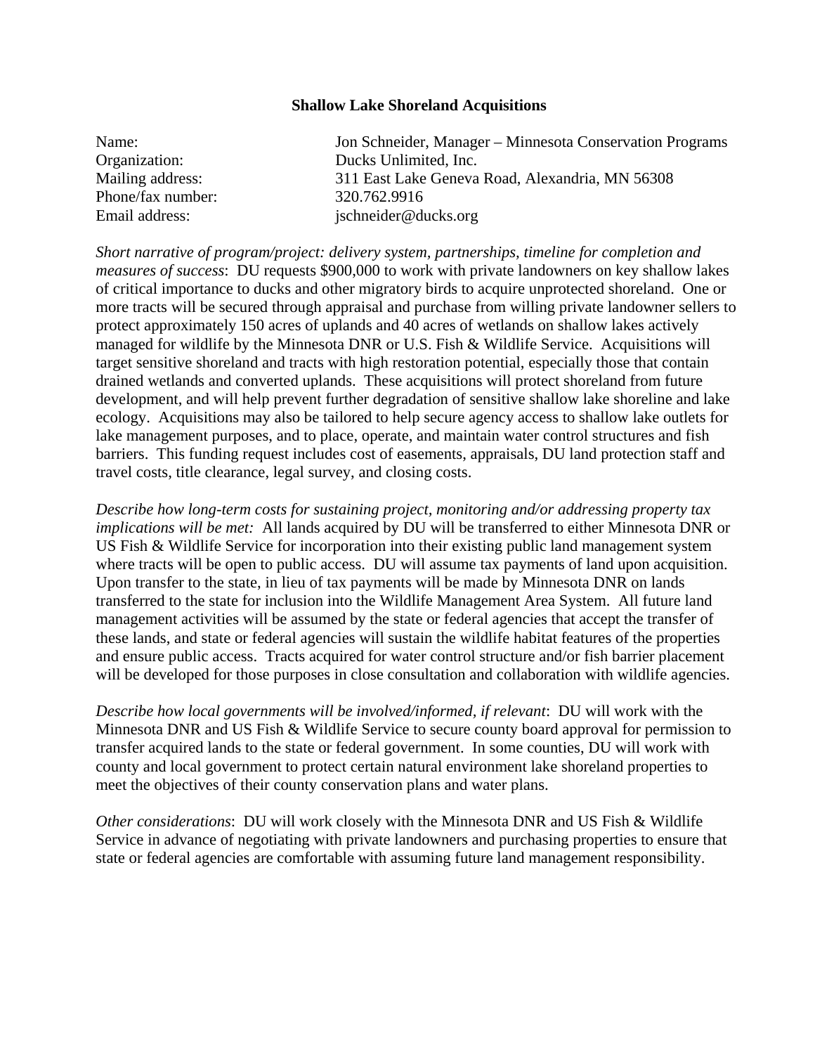## Shallow Lake Shoreland Acquisitions

Name: Jon Schneider, Manager – Minnesota Conservation Programs
Organization: Ducks Unlimited, Inc.
Mailing address: 311 East Lake Geneva Road, Alexandria, MN 56308
Phone/fax number: 320.762.9916
Email address: jschneider@ducks.org

*Short narrative of program/project: delivery system, partnerships, timeline for completion and measures of success*: DU requests $900,000 to work with private landowners on key shallow lakes of critical importance to ducks and other migratory birds to acquire unprotected shoreland. One or more tracts will be secured through appraisal and purchase from willing private landowner sellers to protect approximately 150 acres of uplands and 40 acres of wetlands on shallow lakes actively managed for wildlife by the Minnesota DNR or U.S. Fish & Wildlife Service. Acquisitions will target sensitive shoreland and tracts with high restoration potential, especially those that contain drained wetlands and converted uplands. These acquisitions will protect shoreland from future development, and will help prevent further degradation of sensitive shallow lake shoreline and lake ecology. Acquisitions may also be tailored to help secure agency access to shallow lake outlets for lake management purposes, and to place, operate, and maintain water control structures and fish barriers. This funding request includes cost of easements, appraisals, DU land protection staff and travel costs, title clearance, legal survey, and closing costs.

*Describe how long-term costs for sustaining project, monitoring and/or addressing property tax implications will be met:* All lands acquired by DU will be transferred to either Minnesota DNR or US Fish & Wildlife Service for incorporation into their existing public land management system where tracts will be open to public access. DU will assume tax payments of land upon acquisition. Upon transfer to the state, in lieu of tax payments will be made by Minnesota DNR on lands transferred to the state for inclusion into the Wildlife Management Area System. All future land management activities will be assumed by the state or federal agencies that accept the transfer of these lands, and state or federal agencies will sustain the wildlife habitat features of the properties and ensure public access. Tracts acquired for water control structure and/or fish barrier placement will be developed for those purposes in close consultation and collaboration with wildlife agencies.

*Describe how local governments will be involved/informed, if relevant*: DU will work with the Minnesota DNR and US Fish & Wildlife Service to secure county board approval for permission to transfer acquired lands to the state or federal government. In some counties, DU will work with county and local government to protect certain natural environment lake shoreland properties to meet the objectives of their county conservation plans and water plans.

*Other considerations*: DU will work closely with the Minnesota DNR and US Fish & Wildlife Service in advance of negotiating with private landowners and purchasing properties to ensure that state or federal agencies are comfortable with assuming future land management responsibility.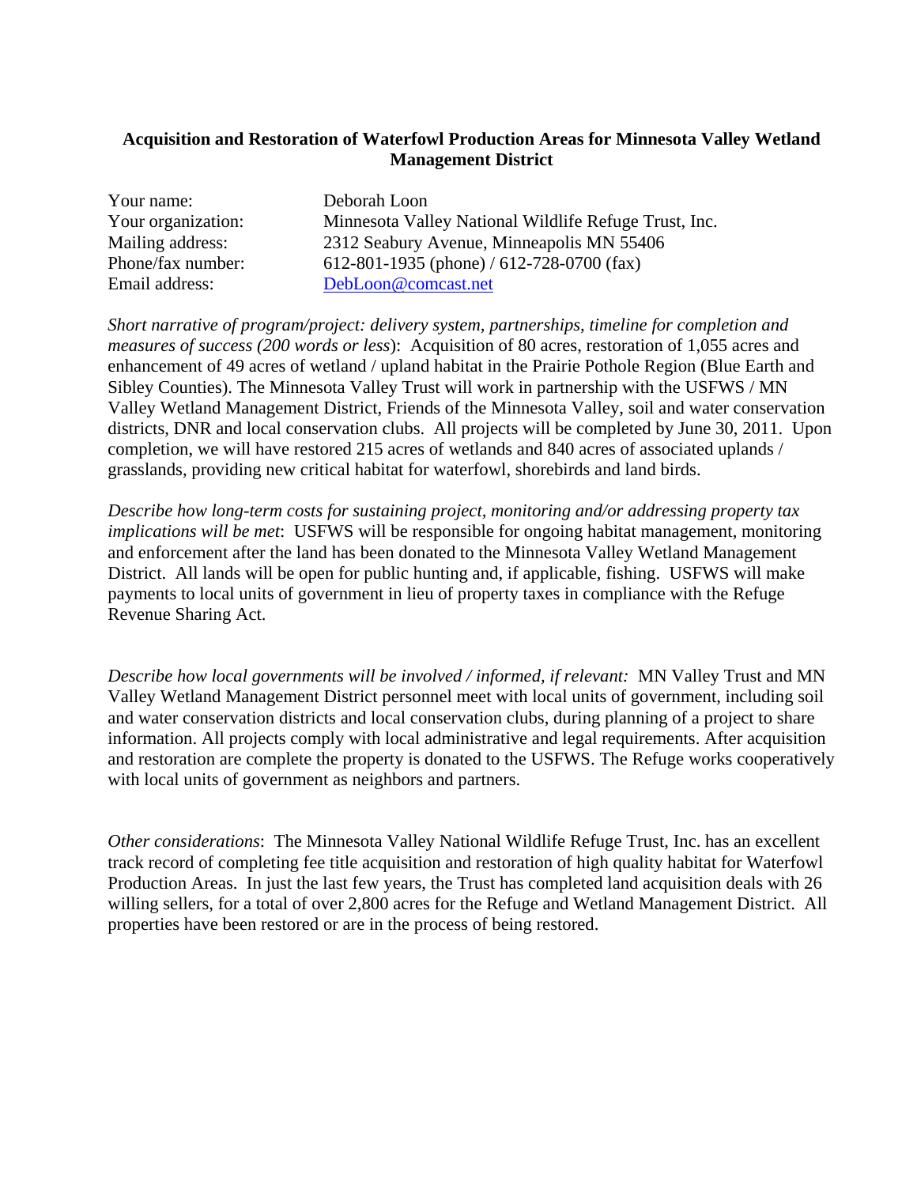**Acquisition and Restoration of Waterfowl Production Areas for Minnesota Valley Wetland Management District**

Your name: Deborah Loon
Your organization: Minnesota Valley National Wildlife Refuge Trust, Inc.
Mailing address: 2312 Seabury Avenue, Minneapolis MN 55406
Phone/fax number: 612-801-1935 (phone) / 612-728-0700 (fax)
Email address: DebLoon@comcast.net

*Short narrative of program/project: delivery system, partnerships, timeline for completion and measures of success (200 words or less)*: Acquisition of 80 acres, restoration of 1,055 acres and enhancement of 49 acres of wetland / upland habitat in the Prairie Pothole Region (Blue Earth and Sibley Counties). The Minnesota Valley Trust will work in partnership with the USFWS / MN Valley Wetland Management District, Friends of the Minnesota Valley, soil and water conservation districts, DNR and local conservation clubs. All projects will be completed by June 30, 2011. Upon completion, we will have restored 215 acres of wetlands and 840 acres of associated uplands / grasslands, providing new critical habitat for waterfowl, shorebirds and land birds.

*Describe how long-term costs for sustaining project, monitoring and/or addressing property tax implications will be met*: USFWS will be responsible for ongoing habitat management, monitoring and enforcement after the land has been donated to the Minnesota Valley Wetland Management District. All lands will be open for public hunting and, if applicable, fishing. USFWS will make payments to local units of government in lieu of property taxes in compliance with the Refuge Revenue Sharing Act.

*Describe how local governments will be involved / informed, if relevant:* MN Valley Trust and MN Valley Wetland Management District personnel meet with local units of government, including soil and water conservation districts and local conservation clubs, during planning of a project to share information. All projects comply with local administrative and legal requirements. After acquisition and restoration are complete the property is donated to the USFWS. The Refuge works cooperatively with local units of government as neighbors and partners.

*Other considerations*: The Minnesota Valley National Wildlife Refuge Trust, Inc. has an excellent track record of completing fee title acquisition and restoration of high quality habitat for Waterfowl Production Areas. In just the last few years, the Trust has completed land acquisition deals with 26 willing sellers, for a total of over 2,800 acres for the Refuge and Wetland Management District. All properties have been restored or are in the process of being restored.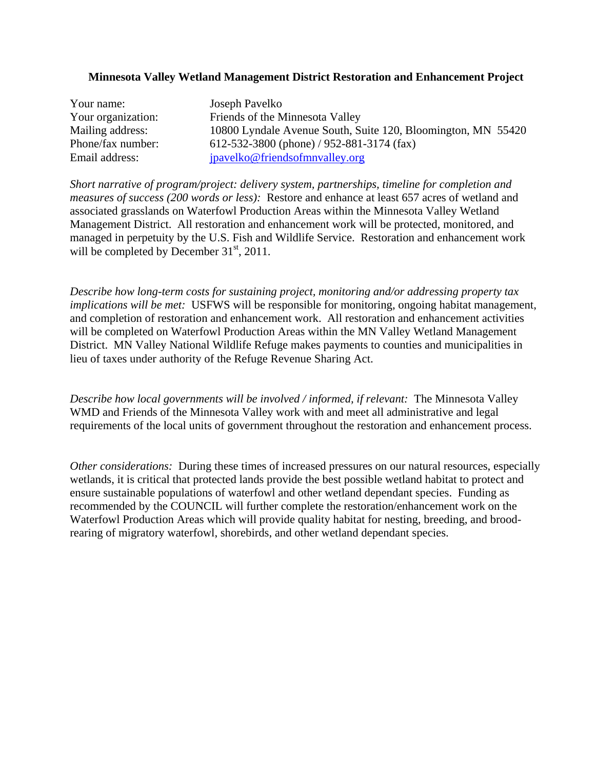**Minnesota Valley Wetland Management District Restoration and Enhancement Project**

| | |
|---|---|
| Your name: | Joseph Pavelko |
| Your organization: | Friends of the Minnesota Valley |
| Mailing address: | 10800 Lyndale Avenue South, Suite 120, Bloomington, MN 55420 |
| Phone/fax number: | 612-532-3800 (phone) / 952-881-3174 (fax) |
| Email address: | jpavelko@friendsofmnvalley.org |

*Short narrative of program/project: delivery system, partnerships, timeline for completion and measures of success (200 words or less):* Restore and enhance at least 657 acres of wetland and associated grasslands on Waterfowl Production Areas within the Minnesota Valley Wetland Management District. All restoration and enhancement work will be protected, monitored, and managed in perpetuity by the U.S. Fish and Wildlife Service. Restoration and enhancement work will be completed by December 31st, 2011.

*Describe how long-term costs for sustaining project, monitoring and/or addressing property tax implications will be met:* USFWS will be responsible for monitoring, ongoing habitat management, and completion of restoration and enhancement work. All restoration and enhancement activities will be completed on Waterfowl Production Areas within the MN Valley Wetland Management District. MN Valley National Wildlife Refuge makes payments to counties and municipalities in lieu of taxes under authority of the Refuge Revenue Sharing Act.

*Describe how local governments will be involved / informed, if relevant:* The Minnesota Valley WMD and Friends of the Minnesota Valley work with and meet all administrative and legal requirements of the local units of government throughout the restoration and enhancement process.

*Other considerations:* During these times of increased pressures on our natural resources, especially wetlands, it is critical that protected lands provide the best possible wetland habitat to protect and ensure sustainable populations of waterfowl and other wetland dependant species. Funding as recommended by the COUNCIL will further complete the restoration/enhancement work on the Waterfowl Production Areas which will provide quality habitat for nesting, breeding, and brood-rearing of migratory waterfowl, shorebirds, and other wetland dependant species.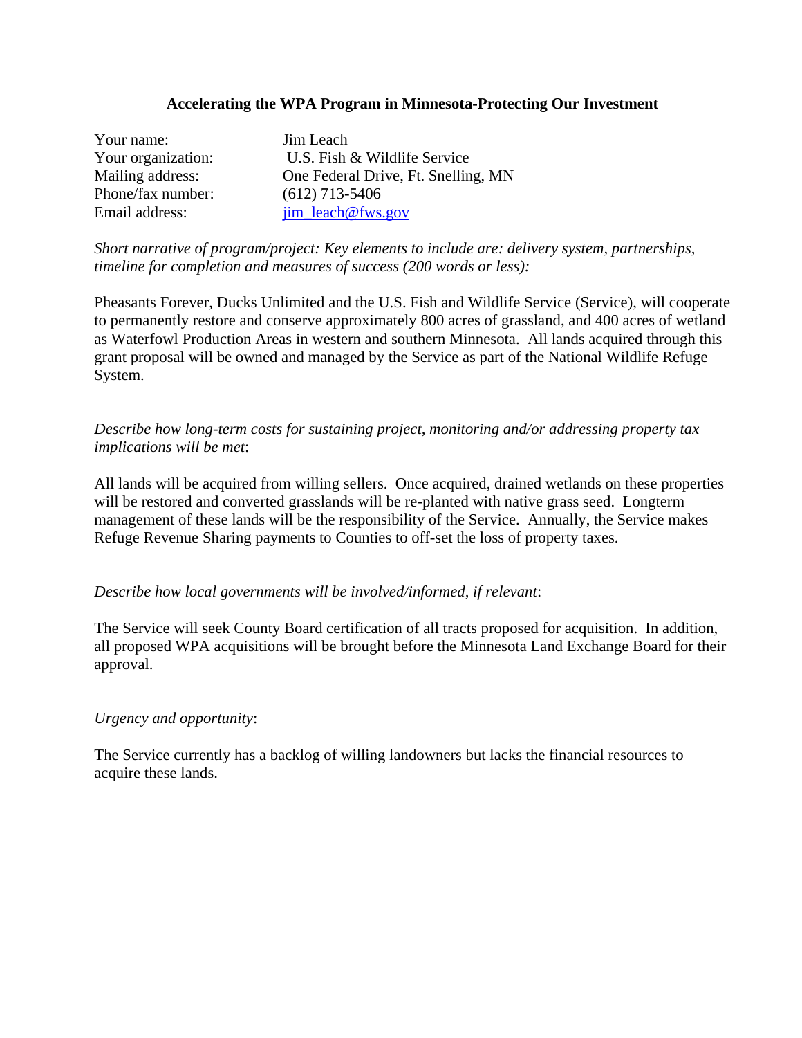## Accelerating the WPA Program in Minnesota-Protecting Our Investment

| | |
|---|---|
| Your name: | Jim Leach |
| Your organization: | U.S. Fish & Wildlife Service |
| Mailing address: | One Federal Drive, Ft. Snelling, MN |
| Phone/fax number: | (612) 713-5406 |
| Email address: | jim_leach@fws.gov |

*Short narrative of program/project: Key elements to include are: delivery system, partnerships, timeline for completion and measures of success (200 words or less):*

Pheasants Forever, Ducks Unlimited and the U.S. Fish and Wildlife Service (Service), will cooperate to permanently restore and conserve approximately 800 acres of grassland, and 400 acres of wetland as Waterfowl Production Areas in western and southern Minnesota. All lands acquired through this grant proposal will be owned and managed by the Service as part of the National Wildlife Refuge System.

*Describe how long-term costs for sustaining project, monitoring and/or addressing property tax implications will be met*:

All lands will be acquired from willing sellers. Once acquired, drained wetlands on these properties will be restored and converted grasslands will be re-planted with native grass seed. Longterm management of these lands will be the responsibility of the Service. Annually, the Service makes Refuge Revenue Sharing payments to Counties to off-set the loss of property taxes.

*Describe how local governments will be involved/informed, if relevant*:

The Service will seek County Board certification of all tracts proposed for acquisition. In addition, all proposed WPA acquisitions will be brought before the Minnesota Land Exchange Board for their approval.

*Urgency and opportunity*:

The Service currently has a backlog of willing landowners but lacks the financial resources to acquire these lands.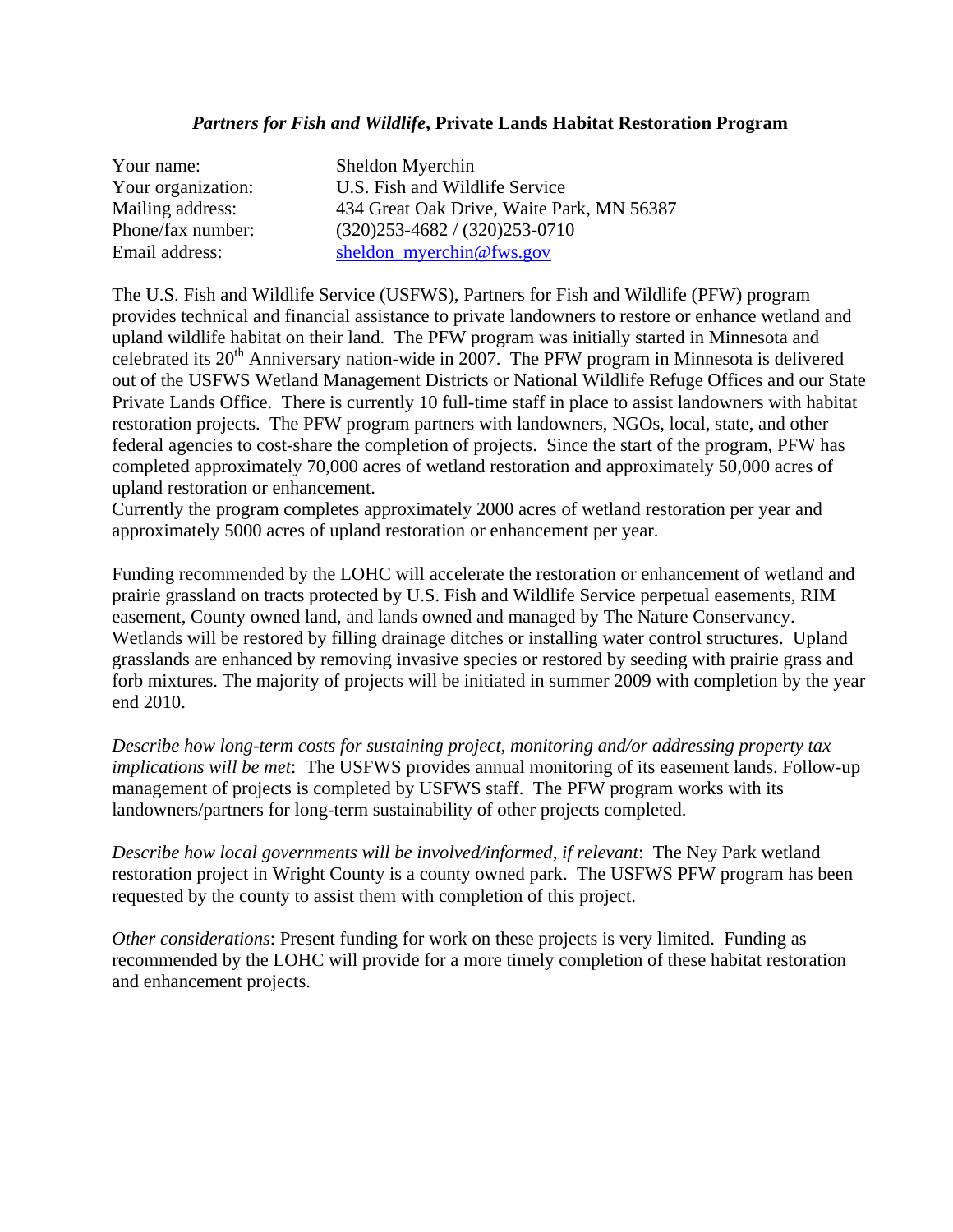### *Partners for Fish and Wildlife*, Private Lands Habitat Restoration Program

| | |
|---|---|
| Your name: | Sheldon Myerchin |
| Your organization: | U.S. Fish and Wildlife Service |
| Mailing address: | 434 Great Oak Drive, Waite Park, MN 56387 |
| Phone/fax number: | (320)253-4682 / (320)253-0710 |
| Email address: | sheldon_myerchin@fws.gov |

The U.S. Fish and Wildlife Service (USFWS), Partners for Fish and Wildlife (PFW) program provides technical and financial assistance to private landowners to restore or enhance wetland and upland wildlife habitat on their land. The PFW program was initially started in Minnesota and celebrated its 20th Anniversary nation-wide in 2007. The PFW program in Minnesota is delivered out of the USFWS Wetland Management Districts or National Wildlife Refuge Offices and our State Private Lands Office. There is currently 10 full-time staff in place to assist landowners with habitat restoration projects. The PFW program partners with landowners, NGOs, local, state, and other federal agencies to cost-share the completion of projects. Since the start of the program, PFW has completed approximately 70,000 acres of wetland restoration and approximately 50,000 acres of upland restoration or enhancement.
Currently the program completes approximately 2000 acres of wetland restoration per year and approximately 5000 acres of upland restoration or enhancement per year.

Funding recommended by the LOHC will accelerate the restoration or enhancement of wetland and prairie grassland on tracts protected by U.S. Fish and Wildlife Service perpetual easements, RIM easement, County owned land, and lands owned and managed by The Nature Conservancy. Wetlands will be restored by filling drainage ditches or installing water control structures. Upland grasslands are enhanced by removing invasive species or restored by seeding with prairie grass and forb mixtures. The majority of projects will be initiated in summer 2009 with completion by the year end 2010.

*Describe how long-term costs for sustaining project, monitoring and/or addressing property tax implications will be met*: The USFWS provides annual monitoring of its easement lands. Follow-up management of projects is completed by USFWS staff. The PFW program works with its landowners/partners for long-term sustainability of other projects completed.

*Describe how local governments will be involved/informed, if relevant*: The Ney Park wetland restoration project in Wright County is a county owned park. The USFWS PFW program has been requested by the county to assist them with completion of this project.

*Other considerations*: Present funding for work on these projects is very limited. Funding as recommended by the LOHC will provide for a more timely completion of these habitat restoration and enhancement projects.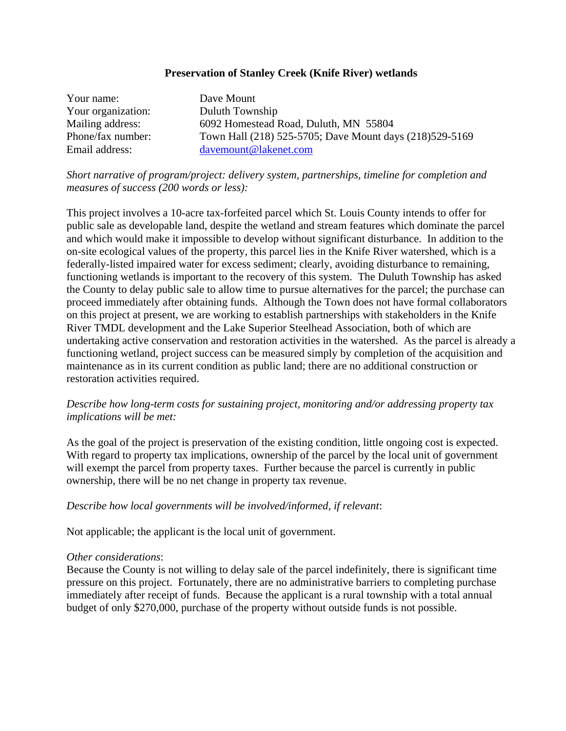**Preservation of Stanley Creek (Knife River) wetlands**

| | |
|---|---|
| Your name: | Dave Mount |
| Your organization: | Duluth Township |
| Mailing address: | 6092 Homestead Road, Duluth, MN 55804 |
| Phone/fax number: | Town Hall (218) 525-5705; Dave Mount days (218)529-5169 |
| Email address: | davemount@lakenet.com |

*Short narrative of program/project: delivery system, partnerships, timeline for completion and measures of success (200 words or less):*

This project involves a 10-acre tax-forfeited parcel which St. Louis County intends to offer for public sale as developable land, despite the wetland and stream features which dominate the parcel and which would make it impossible to develop without significant disturbance. In addition to the on-site ecological values of the property, this parcel lies in the Knife River watershed, which is a federally-listed impaired water for excess sediment; clearly, avoiding disturbance to remaining, functioning wetlands is important to the recovery of this system. The Duluth Township has asked the County to delay public sale to allow time to pursue alternatives for the parcel; the purchase can proceed immediately after obtaining funds. Although the Town does not have formal collaborators on this project at present, we are working to establish partnerships with stakeholders in the Knife River TMDL development and the Lake Superior Steelhead Association, both of which are undertaking active conservation and restoration activities in the watershed. As the parcel is already a functioning wetland, project success can be measured simply by completion of the acquisition and maintenance as in its current condition as public land; there are no additional construction or restoration activities required.

*Describe how long-term costs for sustaining project, monitoring and/or addressing property tax implications will be met:*

As the goal of the project is preservation of the existing condition, little ongoing cost is expected. With regard to property tax implications, ownership of the parcel by the local unit of government will exempt the parcel from property taxes. Further because the parcel is currently in public ownership, there will be no net change in property tax revenue.

*Describe how local governments will be involved/informed, if relevant*:

Not applicable; the applicant is the local unit of government.

*Other considerations*:

Because the County is not willing to delay sale of the parcel indefinitely, there is significant time pressure on this project. Fortunately, there are no administrative barriers to completing purchase immediately after receipt of funds. Because the applicant is a rural township with a total annual budget of only $270,000, purchase of the property without outside funds is not possible.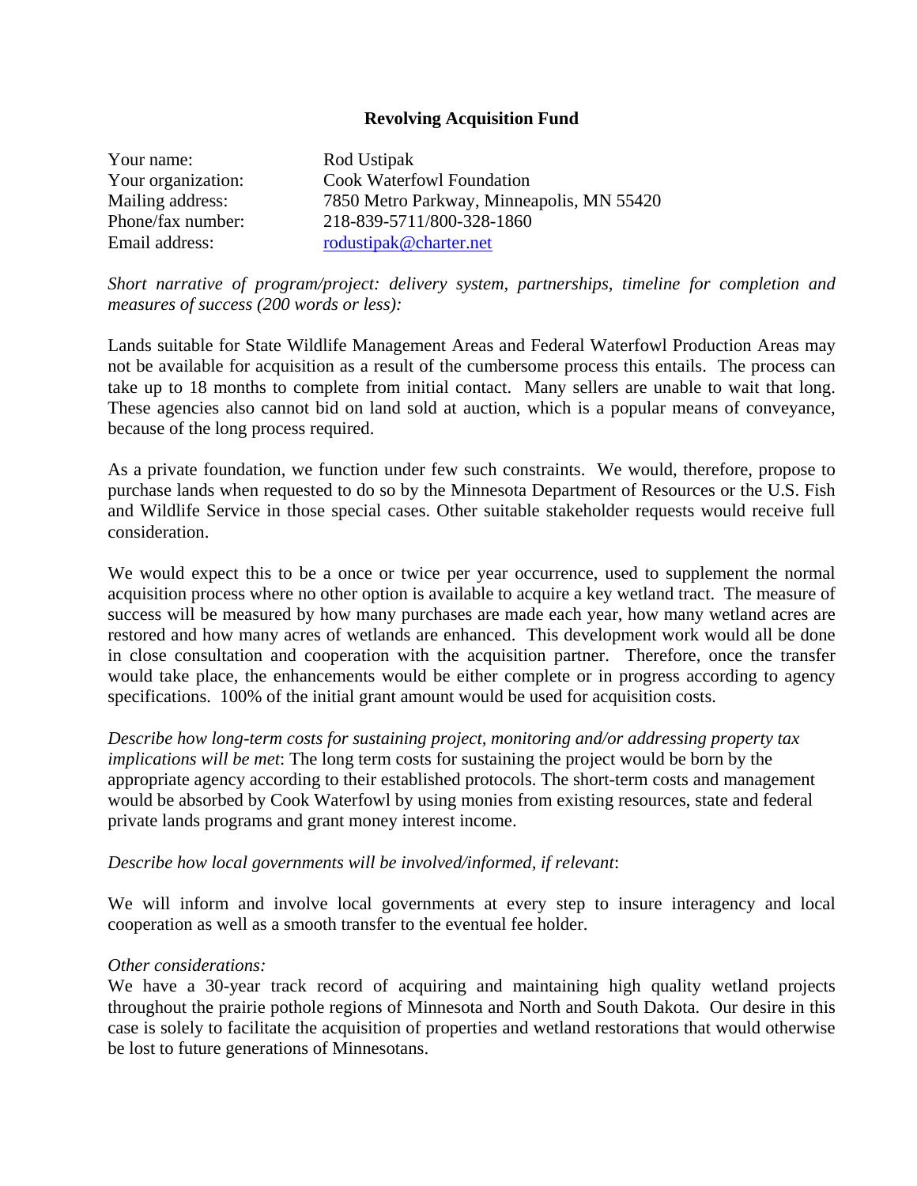## Revolving Acquisition Fund

Your name: Rod Ustipak
Your organization: Cook Waterfowl Foundation
Mailing address: 7850 Metro Parkway, Minneapolis, MN 55420
Phone/fax number: 218-839-5711/800-328-1860
Email address: rodustipak@charter.net

*Short narrative of program/project: delivery system, partnerships, timeline for completion and measures of success (200 words or less):*

Lands suitable for State Wildlife Management Areas and Federal Waterfowl Production Areas may not be available for acquisition as a result of the cumbersome process this entails. The process can take up to 18 months to complete from initial contact. Many sellers are unable to wait that long. These agencies also cannot bid on land sold at auction, which is a popular means of conveyance, because of the long process required.

As a private foundation, we function under few such constraints. We would, therefore, propose to purchase lands when requested to do so by the Minnesota Department of Resources or the U.S. Fish and Wildlife Service in those special cases. Other suitable stakeholder requests would receive full consideration.

We would expect this to be a once or twice per year occurrence, used to supplement the normal acquisition process where no other option is available to acquire a key wetland tract. The measure of success will be measured by how many purchases are made each year, how many wetland acres are restored and how many acres of wetlands are enhanced. This development work would all be done in close consultation and cooperation with the acquisition partner. Therefore, once the transfer would take place, the enhancements would be either complete or in progress according to agency specifications. 100% of the initial grant amount would be used for acquisition costs.

*Describe how long-term costs for sustaining project, monitoring and/or addressing property tax implications will be met*: The long term costs for sustaining the project would be born by the appropriate agency according to their established protocols. The short-term costs and management would be absorbed by Cook Waterfowl by using monies from existing resources, state and federal private lands programs and grant money interest income.

*Describe how local governments will be involved/informed, if relevant*:

We will inform and involve local governments at every step to insure interagency and local cooperation as well as a smooth transfer to the eventual fee holder.

*Other considerations:*
We have a 30-year track record of acquiring and maintaining high quality wetland projects throughout the prairie pothole regions of Minnesota and North and South Dakota. Our desire in this case is solely to facilitate the acquisition of properties and wetland restorations that would otherwise be lost to future generations of Minnesotans.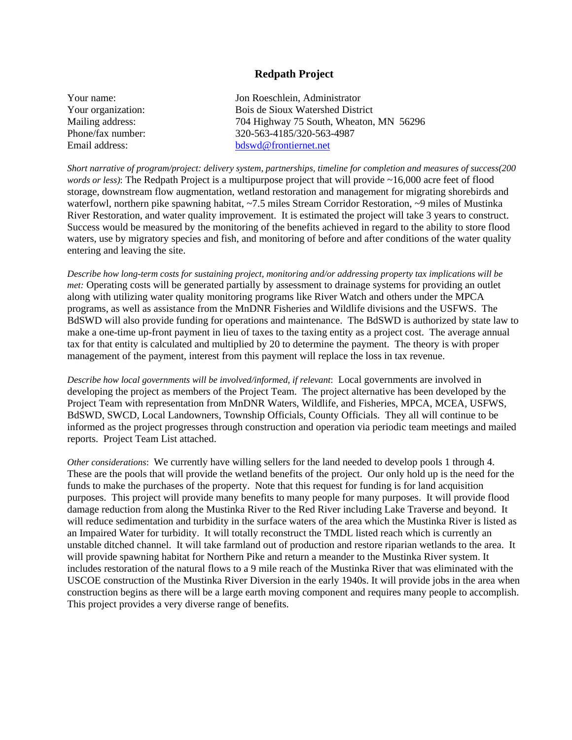# Redpath Project

| | |
|---|---|
| Your name: | Jon Roeschlein, Administrator |
| Your organization: | Bois de Sioux Watershed District |
| Mailing address: | 704 Highway 75 South, Wheaton, MN 56296 |
| Phone/fax number: | 320-563-4185/320-563-4987 |
| Email address: | bdswd@frontiernet.net |

*Short narrative of program/project: delivery system, partnerships, timeline for completion and measures of success(200 words or less)*: The Redpath Project is a multipurpose project that will provide ~16,000 acre feet of flood storage, downstream flow augmentation, wetland restoration and management for migrating shorebirds and waterfowl, northern pike spawning habitat, ~7.5 miles Stream Corridor Restoration, ~9 miles of Mustinka River Restoration, and water quality improvement. It is estimated the project will take 3 years to construct. Success would be measured by the monitoring of the benefits achieved in regard to the ability to store flood waters, use by migratory species and fish, and monitoring of before and after conditions of the water quality entering and leaving the site.

*Describe how long-term costs for sustaining project, monitoring and/or addressing property tax implications will be met:* Operating costs will be generated partially by assessment to drainage systems for providing an outlet along with utilizing water quality monitoring programs like River Watch and others under the MPCA programs, as well as assistance from the MnDNR Fisheries and Wildlife divisions and the USFWS. The BdSWD will also provide funding for operations and maintenance. The BdSWD is authorized by state law to make a one-time up-front payment in lieu of taxes to the taxing entity as a project cost. The average annual tax for that entity is calculated and multiplied by 20 to determine the payment. The theory is with proper management of the payment, interest from this payment will replace the loss in tax revenue.

*Describe how local governments will be involved/informed, if relevant*: Local governments are involved in developing the project as members of the Project Team. The project alternative has been developed by the Project Team with representation from MnDNR Waters, Wildlife, and Fisheries, MPCA, MCEA, USFWS, BdSWD, SWCD, Local Landowners, Township Officials, County Officials. They all will continue to be informed as the project progresses through construction and operation via periodic team meetings and mailed reports. Project Team List attached.

*Other considerations*: We currently have willing sellers for the land needed to develop pools 1 through 4. These are the pools that will provide the wetland benefits of the project. Our only hold up is the need for the funds to make the purchases of the property. Note that this request for funding is for land acquisition purposes. This project will provide many benefits to many people for many purposes. It will provide flood damage reduction from along the Mustinka River to the Red River including Lake Traverse and beyond. It will reduce sedimentation and turbidity in the surface waters of the area which the Mustinka River is listed as an Impaired Water for turbidity. It will totally reconstruct the TMDL listed reach which is currently an unstable ditched channel. It will take farmland out of production and restore riparian wetlands to the area. It will provide spawning habitat for Northern Pike and return a meander to the Mustinka River system. It includes restoration of the natural flows to a 9 mile reach of the Mustinka River that was eliminated with the USCOE construction of the Mustinka River Diversion in the early 1940s. It will provide jobs in the area when construction begins as there will be a large earth moving component and requires many people to accomplish. This project provides a very diverse range of benefits.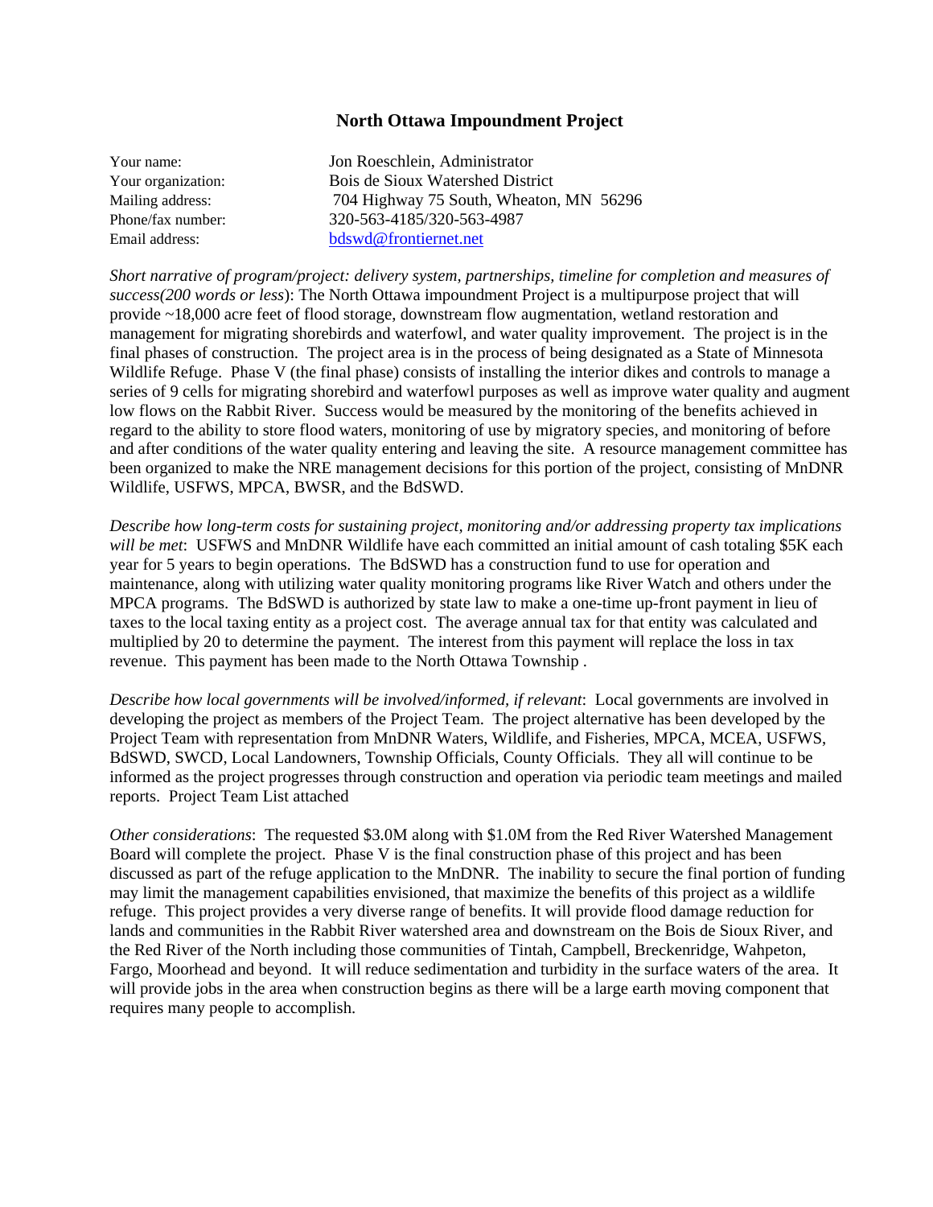# North Ottawa Impoundment Project

| | |
|---|---|
| Your name: | Jon Roeschlein, Administrator |
| Your organization: | Bois de Sioux Watershed District |
| Mailing address: | 704 Highway 75 South, Wheaton, MN 56296 |
| Phone/fax number: | 320-563-4185/320-563-4987 |
| Email address: | bdswd@frontiernet.net |

*Short narrative of program/project: delivery system, partnerships, timeline for completion and measures of success(200 words or less)*: The North Ottawa impoundment Project is a multipurpose project that will provide ~18,000 acre feet of flood storage, downstream flow augmentation, wetland restoration and management for migrating shorebirds and waterfowl, and water quality improvement. The project is in the final phases of construction. The project area is in the process of being designated as a State of Minnesota Wildlife Refuge. Phase V (the final phase) consists of installing the interior dikes and controls to manage a series of 9 cells for migrating shorebird and waterfowl purposes as well as improve water quality and augment low flows on the Rabbit River. Success would be measured by the monitoring of the benefits achieved in regard to the ability to store flood waters, monitoring of use by migratory species, and monitoring of before and after conditions of the water quality entering and leaving the site. A resource management committee has been organized to make the NRE management decisions for this portion of the project, consisting of MnDNR Wildlife, USFWS, MPCA, BWSR, and the BdSWD.

*Describe how long-term costs for sustaining project, monitoring and/or addressing property tax implications will be met*: USFWS and MnDNR Wildlife have each committed an initial amount of cash totaling $5K each year for 5 years to begin operations. The BdSWD has a construction fund to use for operation and maintenance, along with utilizing water quality monitoring programs like River Watch and others under the MPCA programs. The BdSWD is authorized by state law to make a one-time up-front payment in lieu of taxes to the local taxing entity as a project cost. The average annual tax for that entity was calculated and multiplied by 20 to determine the payment. The interest from this payment will replace the loss in tax revenue. This payment has been made to the North Ottawa Township .

*Describe how local governments will be involved/informed, if relevant*: Local governments are involved in developing the project as members of the Project Team. The project alternative has been developed by the Project Team with representation from MnDNR Waters, Wildlife, and Fisheries, MPCA, MCEA, USFWS, BdSWD, SWCD, Local Landowners, Township Officials, County Officials. They all will continue to be informed as the project progresses through construction and operation via periodic team meetings and mailed reports. Project Team List attached

*Other considerations*: The requested $3.0M along with $1.0M from the Red River Watershed Management Board will complete the project. Phase V is the final construction phase of this project and has been discussed as part of the refuge application to the MnDNR. The inability to secure the final portion of funding may limit the management capabilities envisioned, that maximize the benefits of this project as a wildlife refuge. This project provides a very diverse range of benefits. It will provide flood damage reduction for lands and communities in the Rabbit River watershed area and downstream on the Bois de Sioux River, and the Red River of the North including those communities of Tintah, Campbell, Breckenridge, Wahpeton, Fargo, Moorhead and beyond. It will reduce sedimentation and turbidity in the surface waters of the area. It will provide jobs in the area when construction begins as there will be a large earth moving component that requires many people to accomplish.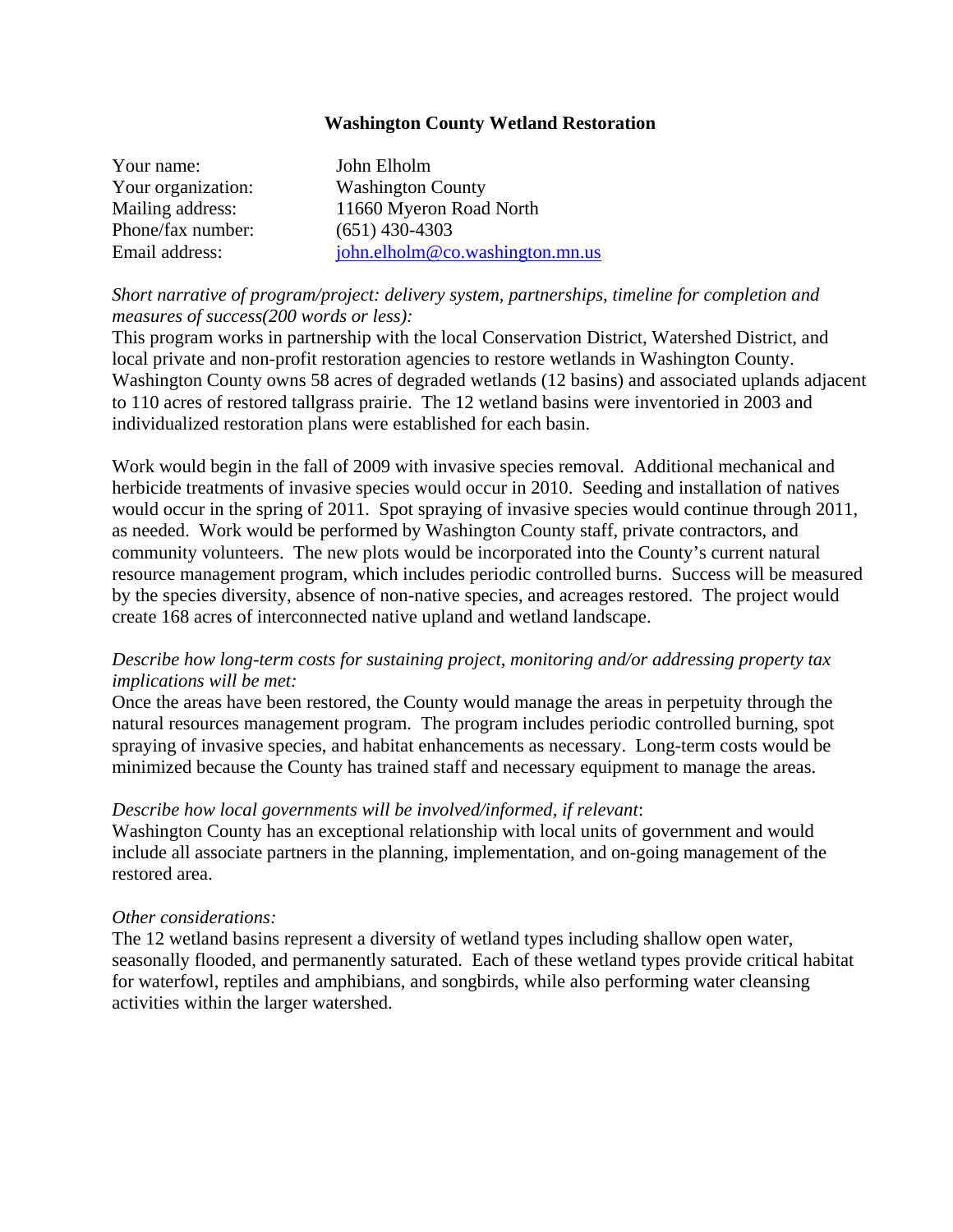**Washington County Wetland Restoration**

Your name: John Elholm
Your organization: Washington County
Mailing address: 11660 Myeron Road North
Phone/fax number: (651) 430-4303
Email address: john.elholm@co.washington.mn.us

*Short narrative of program/project: delivery system, partnerships, timeline for completion and measures of success(200 words or less):*
This program works in partnership with the local Conservation District, Watershed District, and local private and non-profit restoration agencies to restore wetlands in Washington County. Washington County owns 58 acres of degraded wetlands (12 basins) and associated uplands adjacent to 110 acres of restored tallgrass prairie. The 12 wetland basins were inventoried in 2003 and individualized restoration plans were established for each basin.

Work would begin in the fall of 2009 with invasive species removal. Additional mechanical and herbicide treatments of invasive species would occur in 2010. Seeding and installation of natives would occur in the spring of 2011. Spot spraying of invasive species would continue through 2011, as needed. Work would be performed by Washington County staff, private contractors, and community volunteers. The new plots would be incorporated into the County's current natural resource management program, which includes periodic controlled burns. Success will be measured by the species diversity, absence of non-native species, and acreages restored. The project would create 168 acres of interconnected native upland and wetland landscape.

*Describe how long-term costs for sustaining project, monitoring and/or addressing property tax implications will be met:*
Once the areas have been restored, the County would manage the areas in perpetuity through the natural resources management program. The program includes periodic controlled burning, spot spraying of invasive species, and habitat enhancements as necessary. Long-term costs would be minimized because the County has trained staff and necessary equipment to manage the areas.

*Describe how local governments will be involved/informed, if relevant*:
Washington County has an exceptional relationship with local units of government and would include all associate partners in the planning, implementation, and on-going management of the restored area.

*Other considerations:*
The 12 wetland basins represent a diversity of wetland types including shallow open water, seasonally flooded, and permanently saturated. Each of these wetland types provide critical habitat for waterfowl, reptiles and amphibians, and songbirds, while also performing water cleansing activities within the larger watershed.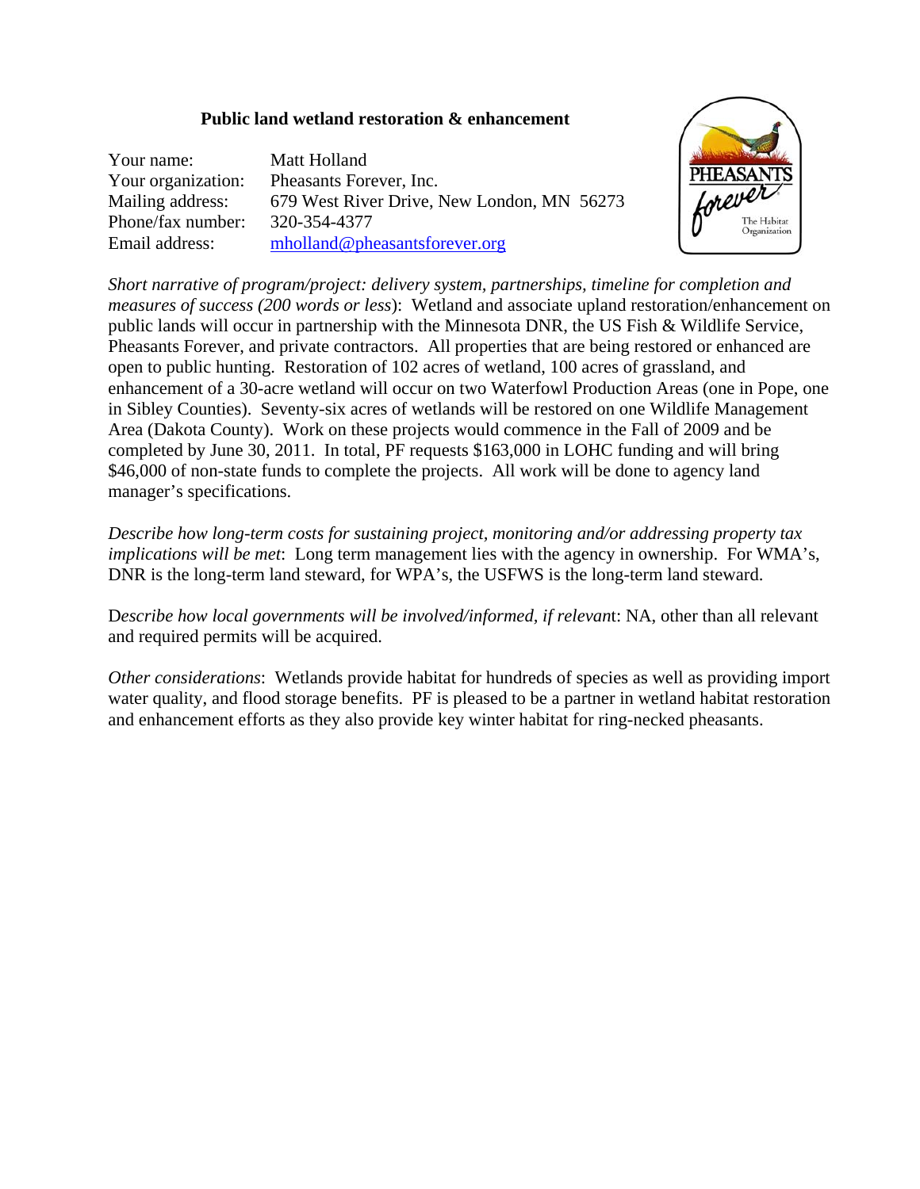**Public land wetland restoration & enhancement**

Your name: Matt Holland
Your organization: Pheasants Forever, Inc.
Mailing address: 679 West River Drive, New London, MN 56273
Phone/fax number: 320-354-4377
Email address: mholland@pheasantsforever.org

*Short narrative of program/project: delivery system, partnerships, timeline for completion and measures of success (200 words or less)*: Wetland and associate upland restoration/enhancement on public lands will occur in partnership with the Minnesota DNR, the US Fish & Wildlife Service, Pheasants Forever, and private contractors. All properties that are being restored or enhanced are open to public hunting. Restoration of 102 acres of wetland, 100 acres of grassland, and enhancement of a 30-acre wetland will occur on two Waterfowl Production Areas (one in Pope, one in Sibley Counties). Seventy-six acres of wetlands will be restored on one Wildlife Management Area (Dakota County). Work on these projects would commence in the Fall of 2009 and be completed by June 30, 2011. In total, PF requests $163,000 in LOHC funding and will bring $46,000 of non-state funds to complete the projects. All work will be done to agency land manager's specifications.

*Describe how long-term costs for sustaining project, monitoring and/or addressing property tax implications will be met*: Long term management lies with the agency in ownership. For WMA's, DNR is the long-term land steward, for WPA's, the USFWS is the long-term land steward.

D*escribe how local governments will be involved/informed, if relevan*t: NA, other than all relevant and required permits will be acquired.

*Other considerations*: Wetlands provide habitat for hundreds of species as well as providing import water quality, and flood storage benefits. PF is pleased to be a partner in wetland habitat restoration and enhancement efforts as they also provide key winter habitat for ring-necked pheasants.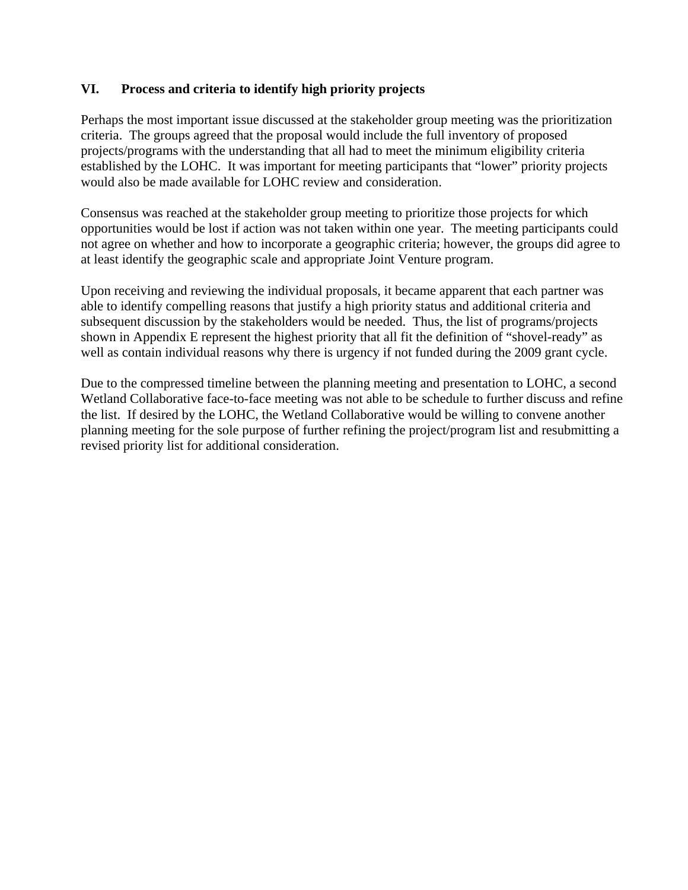## VI. Process and criteria to identify high priority projects

Perhaps the most important issue discussed at the stakeholder group meeting was the prioritization criteria. The groups agreed that the proposal would include the full inventory of proposed projects/programs with the understanding that all had to meet the minimum eligibility criteria established by the LOHC. It was important for meeting participants that "lower" priority projects would also be made available for LOHC review and consideration.

Consensus was reached at the stakeholder group meeting to prioritize those projects for which opportunities would be lost if action was not taken within one year. The meeting participants could not agree on whether and how to incorporate a geographic criteria; however, the groups did agree to at least identify the geographic scale and appropriate Joint Venture program.

Upon receiving and reviewing the individual proposals, it became apparent that each partner was able to identify compelling reasons that justify a high priority status and additional criteria and subsequent discussion by the stakeholders would be needed. Thus, the list of programs/projects shown in Appendix E represent the highest priority that all fit the definition of "shovel-ready" as well as contain individual reasons why there is urgency if not funded during the 2009 grant cycle.

Due to the compressed timeline between the planning meeting and presentation to LOHC, a second Wetland Collaborative face-to-face meeting was not able to be schedule to further discuss and refine the list. If desired by the LOHC, the Wetland Collaborative would be willing to convene another planning meeting for the sole purpose of further refining the project/program list and resubmitting a revised priority list for additional consideration.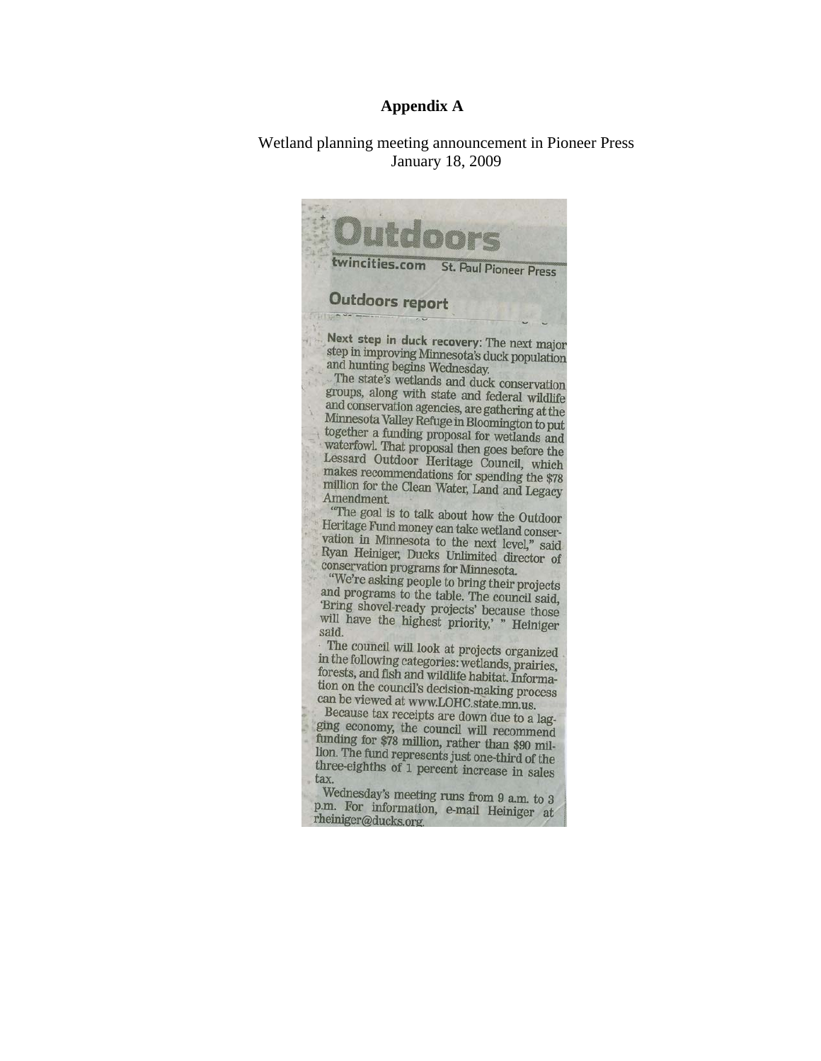# Appendix A

Wetland planning meeting announcement in Pioneer Press
January 18, 2009

## Outdoors

twincities.com St. Paul Pioneer Press

### Outdoors report

**Next step in duck recovery**: The next major step in improving Minnesota's duck population and hunting begins Wednesday.

The state's wetlands and duck conservation groups, along with state and federal wildlife and conservation agencies, are gathering at the Minnesota Valley Refuge in Bloomington to put together a funding proposal for wetlands and waterfowl. That proposal then goes before the Lessard Outdoor Heritage Council, which makes recommendations for spending the $78 million for the Clean Water, Land and Legacy Amendment.

"The goal is to talk about how the Outdoor Heritage Fund money can take wetland conservation in Minnesota to the next level," said Ryan Heiniger, Ducks Unlimited director of conservation programs for Minnesota.

"We're asking people to bring their projects and programs to the table. The council said, 'Bring shovel-ready projects' because those will have the highest priority,' " Heiniger said.

The council will look at projects organized in the following categories: wetlands, prairies, forests, and fish and wildlife habitat. Information on the council's decision-making process can be viewed at www.LOHC.state.mn.us.

Because tax receipts are down due to a lagging economy, the council will recommend funding for $78 million, rather than $90 million. The fund represents just one-third of the three-eighths of 1 percent increase in sales tax.

Wednesday's meeting runs from 9 a.m. to 3 p.m. For information, e-mail Heiniger at rheiniger@ducks.org.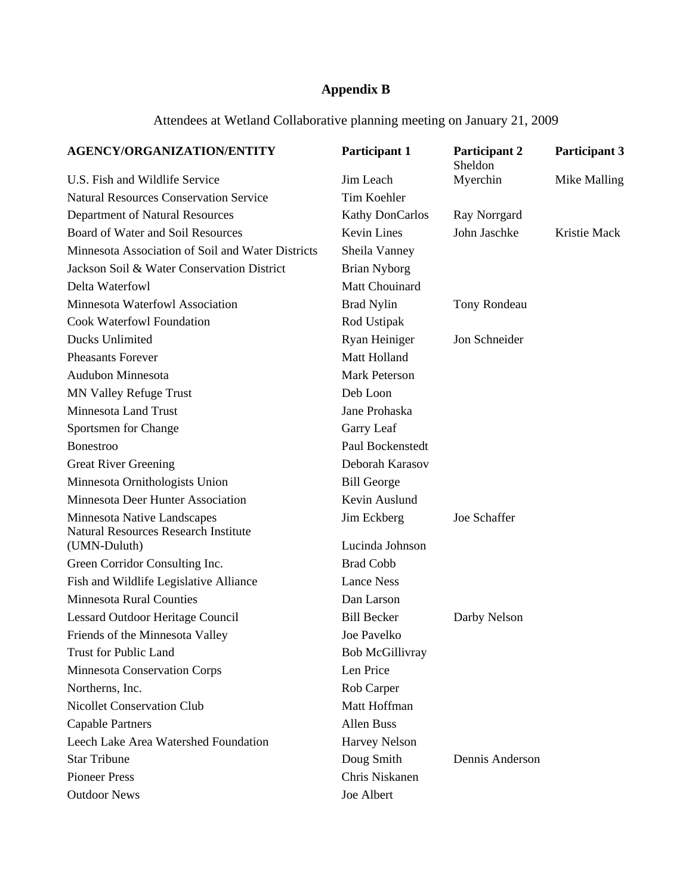**Appendix B**

Attendees at Wetland Collaborative planning meeting on January 21, 2009

| AGENCY/ORGANIZATION/ENTITY | Participant 1 | Participant 2 | Participant 3 |
|---|---|---|---|
| U.S. Fish and Wildlife Service | Jim Leach | Sheldon Myerchin | Mike Malling |
| Natural Resources Conservation Service | Tim Koehler | | |
| Department of Natural Resources | Kathy DonCarlos | Ray Norrgard | |
| Board of Water and Soil Resources | Kevin Lines | John Jaschke | Kristie Mack |
| Minnesota Association of Soil and Water Districts | Sheila Vanney | | |
| Jackson Soil & Water Conservation District | Brian Nyborg | | |
| Delta Waterfowl | Matt Chouinard | | |
| Minnesota Waterfowl Association | Brad Nylin | Tony Rondeau | |
| Cook Waterfowl Foundation | Rod Ustipak | | |
| Ducks Unlimited | Ryan Heiniger | Jon Schneider | |
| Pheasants Forever | Matt Holland | | |
| Audubon Minnesota | Mark Peterson | | |
| MN Valley Refuge Trust | Deb Loon | | |
| Minnesota Land Trust | Jane Prohaska | | |
| Sportsmen for Change | Garry Leaf | | |
| Bonestroo | Paul Bockenstedt | | |
| Great River Greening | Deborah Karasov | | |
| Minnesota Ornithologists Union | Bill George | | |
| Minnesota Deer Hunter Association | Kevin Auslund | | |
| Minnesota Native Landscapes | Jim Eckberg | Joe Schaffer | |
| Natural Resources Research Institute (UMN-Duluth) | Lucinda Johnson | | |
| Green Corridor Consulting Inc. | Brad Cobb | | |
| Fish and Wildlife Legislative Alliance | Lance Ness | | |
| Minnesota Rural Counties | Dan Larson | | |
| Lessard Outdoor Heritage Council | Bill Becker | Darby Nelson | |
| Friends of the Minnesota Valley | Joe Pavelko | | |
| Trust for Public Land | Bob McGillivray | | |
| Minnesota Conservation Corps | Len Price | | |
| Northerns, Inc. | Rob Carper | | |
| Nicollet Conservation Club | Matt Hoffman | | |
| Capable Partners | Allen Buss | | |
| Leech Lake Area Watershed Foundation | Harvey Nelson | | |
| Star Tribune | Doug Smith | Dennis Anderson | |
| Pioneer Press | Chris Niskanen | | |
| Outdoor News | Joe Albert | | |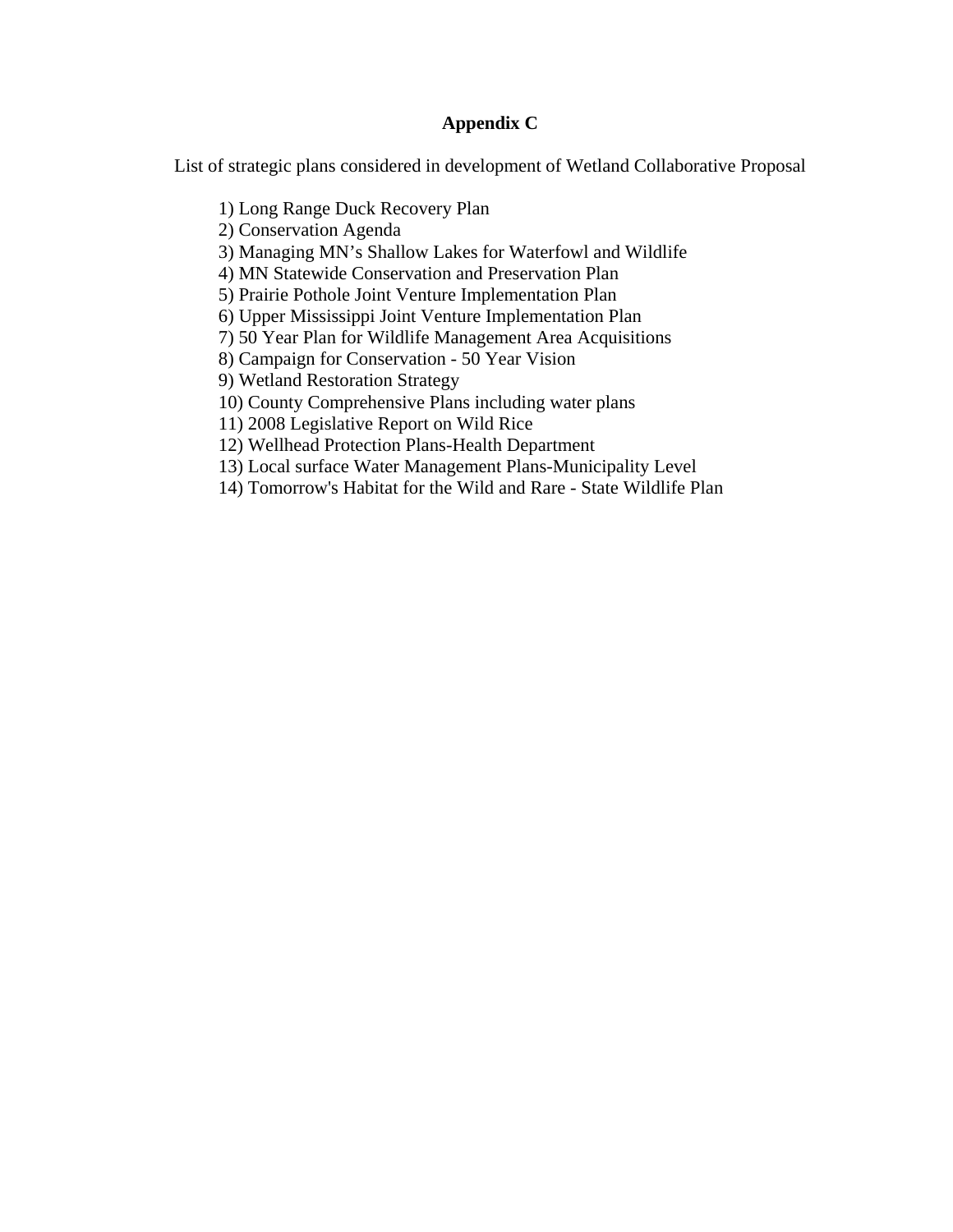# Appendix C

List of strategic plans considered in development of Wetland Collaborative Proposal

1) Long Range Duck Recovery Plan
2) Conservation Agenda
3) Managing MN's Shallow Lakes for Waterfowl and Wildlife
4) MN Statewide Conservation and Preservation Plan
5) Prairie Pothole Joint Venture Implementation Plan
6) Upper Mississippi Joint Venture Implementation Plan
7) 50 Year Plan for Wildlife Management Area Acquisitions
8) Campaign for Conservation - 50 Year Vision
9) Wetland Restoration Strategy
10) County Comprehensive Plans including water plans
11) 2008 Legislative Report on Wild Rice
12) Wellhead Protection Plans-Health Department
13) Local surface Water Management Plans-Municipality Level
14) Tomorrow's Habitat for the Wild and Rare - State Wildlife Plan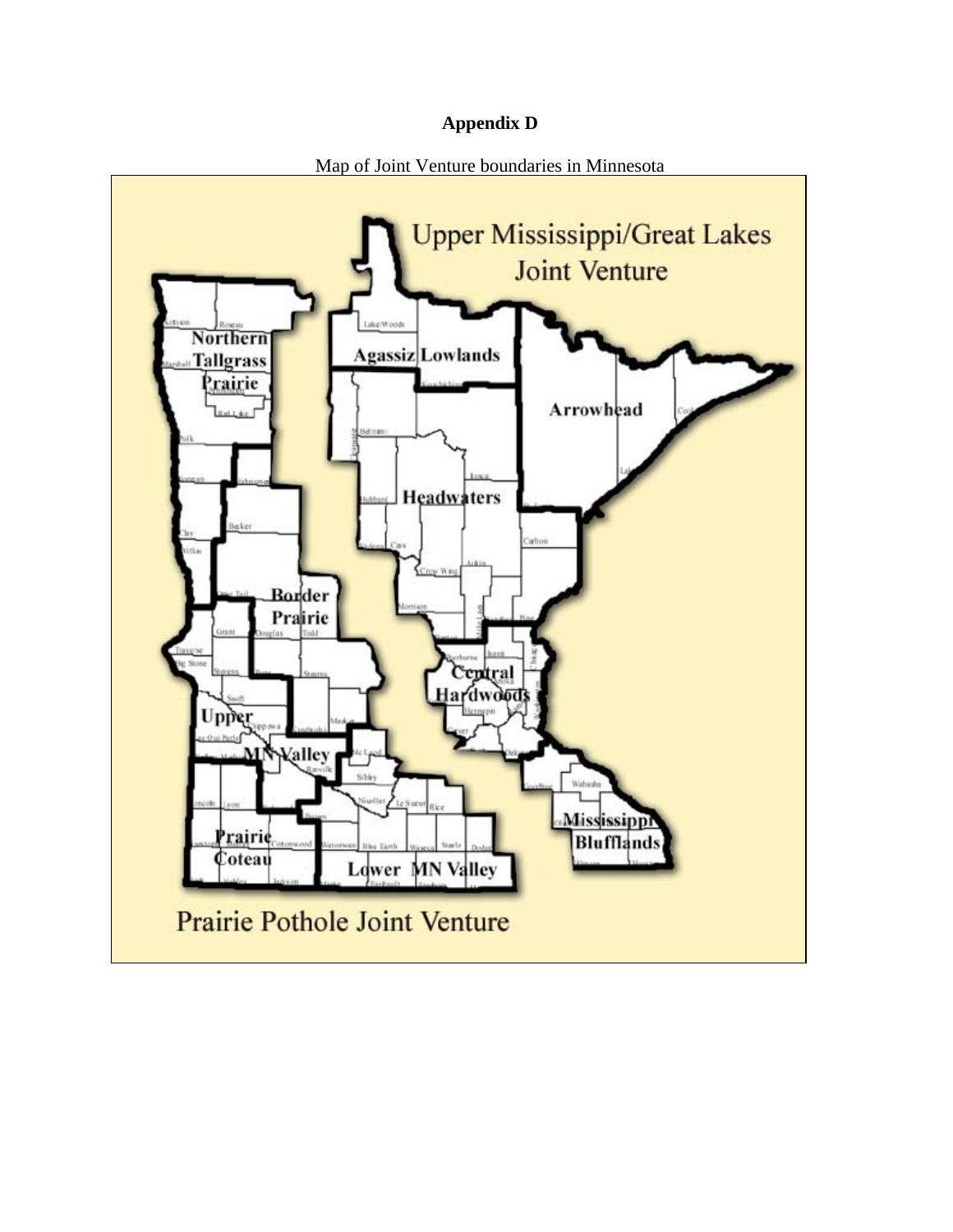# Appendix D

Map of Joint Venture boundaries in Minnesota

Upper Mississippi/Great Lakes Joint Venture

Northern Tallgrass Prairie

Agassiz Lowlands

Arrowhead

Headwaters

Border Prairie

Central Hardwoods

Upper MN Valley

Mississippi Blufflands

Prairie Coteau

Lower MN Valley

Prairie Pothole Joint Venture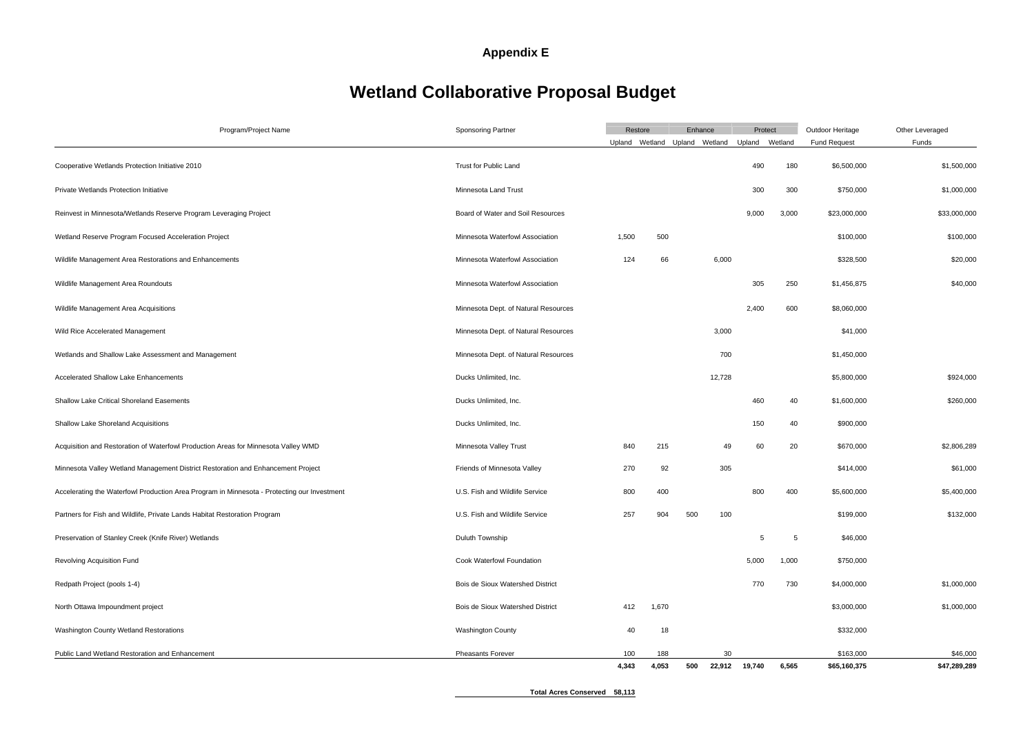## Appendix E

# Wetland Collaborative Proposal Budget

| Program/Project Name | Sponsoring Partner | Restore | | Enhance | | Protect | | Outdoor Heritage | Other Leveraged |
|---|---|---|---|---|---|---|---|---|---|
| | | Upland | Wetland | Upland | Wetland | Upland | Wetland | Fund Request | Funds |
| Cooperative Wetlands Protection Initiative 2010 | Trust for Public Land | | | | | 490 | 180 | $6,500,000 | $1,500,000 |
| Private Wetlands Protection Initiative | Minnesota Land Trust | | | | | 300 | 300 | $750,000 | $1,000,000 |
| Reinvest in Minnesota/Wetlands Reserve Program Leveraging Project | Board of Water and Soil Resources | | | | | 9,000 | 3,000 | $23,000,000 | $33,000,000 |
| Wetland Reserve Program Focused Acceleration Project | Minnesota Waterfowl Association | 1,500 | 500 | | | | | $100,000 | $100,000 |
| Wildlife Management Area Restorations and Enhancements | Minnesota Waterfowl Association | 124 | 66 | | 6,000 | | | $328,500 | $20,000 |
| Wildlife Management Area Roundouts | Minnesota Waterfowl Association | | | | | 305 | 250 | $1,456,875 | $40,000 |
| Wildlife Management Area Acquisitions | Minnesota Dept. of Natural Resources | | | | | 2,400 | 600 | $8,060,000 | |
| Wild Rice Accelerated Management | Minnesota Dept. of Natural Resources | | | | 3,000 | | | $41,000 | |
| Wetlands and Shallow Lake Assessment and Management | Minnesota Dept. of Natural Resources | | | | 700 | | | $1,450,000 | |
| Accelerated Shallow Lake Enhancements | Ducks Unlimited, Inc. | | | | 12,728 | | | $5,800,000 | $924,000 |
| Shallow Lake Critical Shoreland Easements | Ducks Unlimited, Inc. | | | | | 460 | 40 | $1,600,000 | $260,000 |
| Shallow Lake Shoreland Acquisitions | Ducks Unlimited, Inc. | | | | | 150 | 40 | $900,000 | |
| Acquisition and Restoration of Waterfowl Production Areas for Minnesota Valley WMD | Minnesota Valley Trust | 840 | 215 | | 49 | 60 | 20 | $670,000 | $2,806,289 |
| Minnesota Valley Wetland Management District Restoration and Enhancement Project | Friends of Minnesota Valley | 270 | 92 | | 305 | | | $414,000 | $61,000 |
| Accelerating the Waterfowl Production Area Program in Minnesota - Protecting our Investment | U.S. Fish and Wildlife Service | 800 | 400 | | | 800 | 400 | $5,600,000 | $5,400,000 |
| Partners for Fish and Wildlife, Private Lands Habitat Restoration Program | U.S. Fish and Wildlife Service | 257 | 904 | 500 | 100 | | | $199,000 | $132,000 |
| Preservation of Stanley Creek (Knife River) Wetlands | Duluth Township | | | | | 5 | 5 | $46,000 | |
| Revolving Acquisition Fund | Cook Waterfowl Foundation | | | | | 5,000 | 1,000 | $750,000 | |
| Redpath Project (pools 1-4) | Bois de Sioux Watershed District | | | | | 770 | 730 | $4,000,000 | $1,000,000 |
| North Ottawa Impoundment project | Bois de Sioux Watershed District | 412 | 1,670 | | | | | $3,000,000 | $1,000,000 |
| Washington County Wetland Restorations | Washington County | 40 | 18 | | | | | $332,000 | |
| Public Land Wetland Restoration and Enhancement | Pheasants Forever | 100 | 188 | | 30 | | | $163,000 | $46,000 |
| | | **4,343** | **4,053** | **500** | **22,912** | **19,740** | **6,565** | **$65,160,375** | **$47,289,289** |

**Total Acres Conserved 58,113**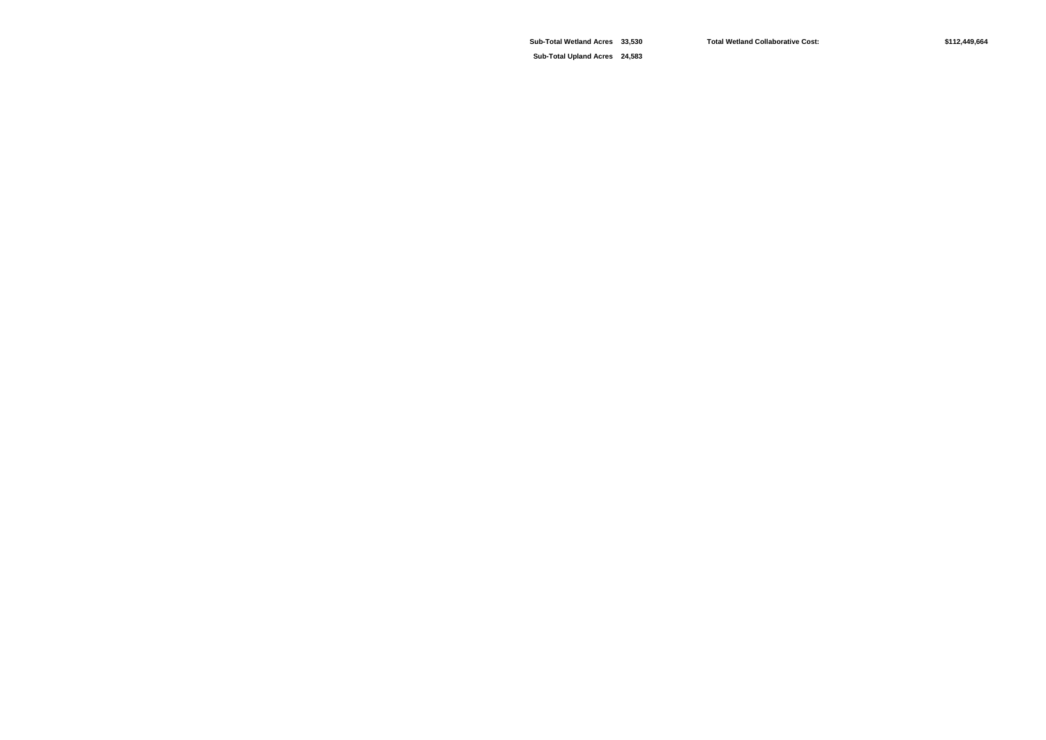| | | | |
|---|---|---|---|
| **Sub-Total Wetland Acres** | **33,530** | **Total Wetland Collaborative Cost:** | **$112,449,664** |
| **Sub-Total Upland Acres** | **24,583** | | |